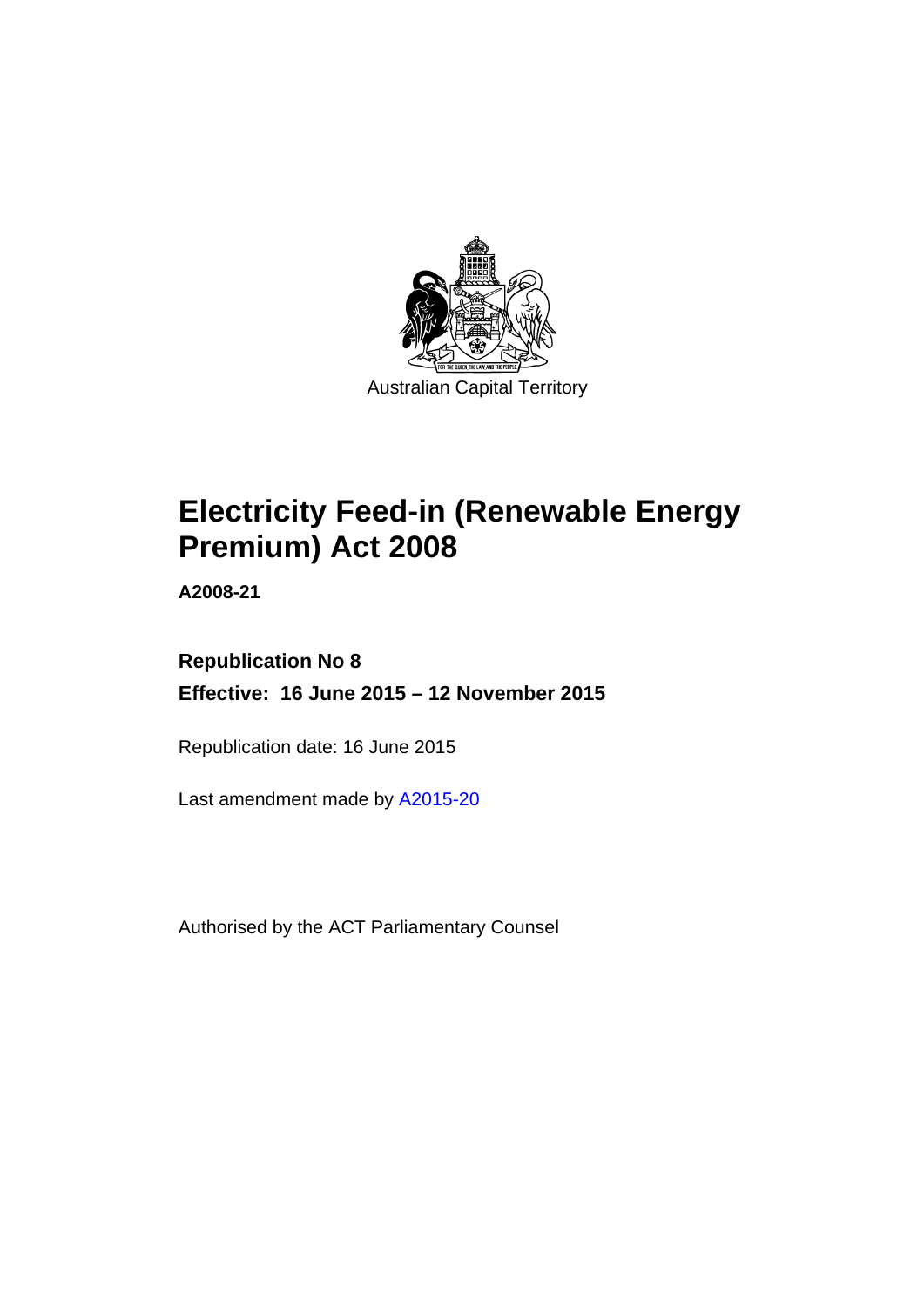Australian Capital Territory

# Electricity Feed-in (Renewable Energy Premium) Act 2008

**A2008-21**

**Republication No 8**

**Effective: 16 June 2015 – 12 November 2015**

Republication date: 16 June 2015

Last amendment made by A2015-20

Authorised by the ACT Parliamentary Counsel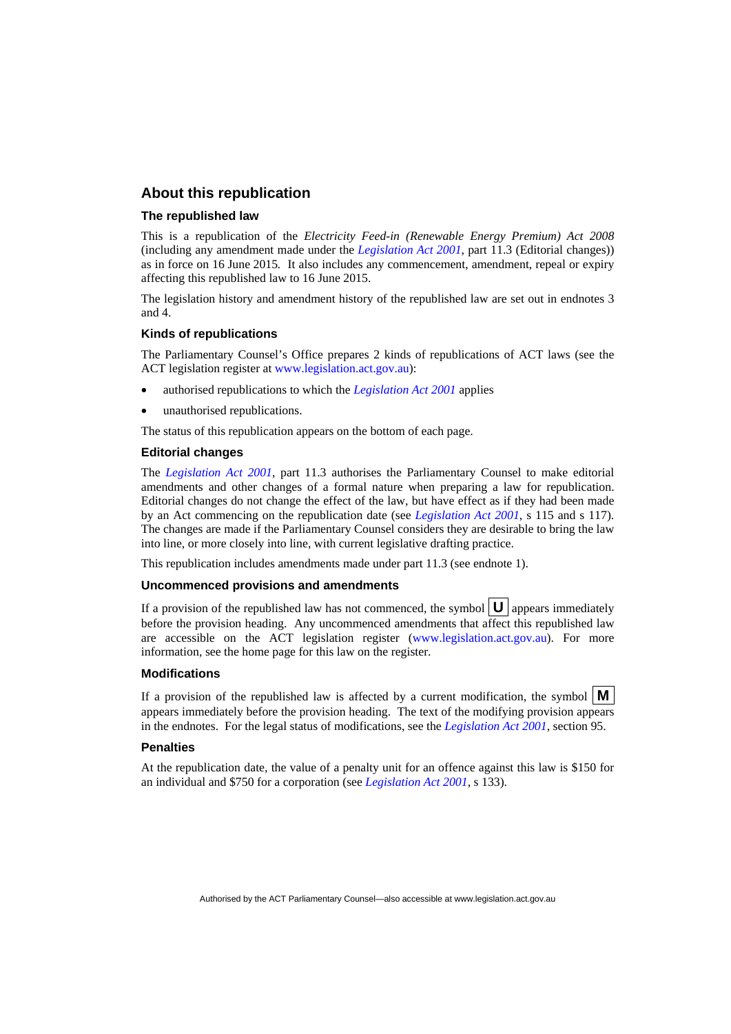## About this republication

### The republished law

This is a republication of the *Electricity Feed-in (Renewable Energy Premium) Act 2008* (including any amendment made under the *Legislation Act 2001*, part 11.3 (Editorial changes)) as in force on 16 June 2015*.* It also includes any commencement, amendment, repeal or expiry affecting this republished law to 16 June 2015.

The legislation history and amendment history of the republished law are set out in endnotes 3 and 4.

### Kinds of republications

The Parliamentary Counsel's Office prepares 2 kinds of republications of ACT laws (see the ACT legislation register at www.legislation.act.gov.au):

- authorised republications to which the *Legislation Act 2001* applies
- unauthorised republications.

The status of this republication appears on the bottom of each page.

### Editorial changes

The *Legislation Act 2001*, part 11.3 authorises the Parliamentary Counsel to make editorial amendments and other changes of a formal nature when preparing a law for republication. Editorial changes do not change the effect of the law, but have effect as if they had been made by an Act commencing on the republication date (see *Legislation Act 2001*, s 115 and s 117). The changes are made if the Parliamentary Counsel considers they are desirable to bring the law into line, or more closely into line, with current legislative drafting practice.

This republication includes amendments made under part 11.3 (see endnote 1).

### Uncommenced provisions and amendments

If a provision of the republished law has not commenced, the symbol **U** appears immediately before the provision heading. Any uncommenced amendments that affect this republished law are accessible on the ACT legislation register (www.legislation.act.gov.au). For more information, see the home page for this law on the register.

### Modifications

If a provision of the republished law is affected by a current modification, the symbol **M** appears immediately before the provision heading. The text of the modifying provision appears in the endnotes. For the legal status of modifications, see the *Legislation Act 2001*, section 95.

### Penalties

At the republication date, the value of a penalty unit for an offence against this law is $150 for an individual and $750 for a corporation (see *Legislation Act 2001*, s 133).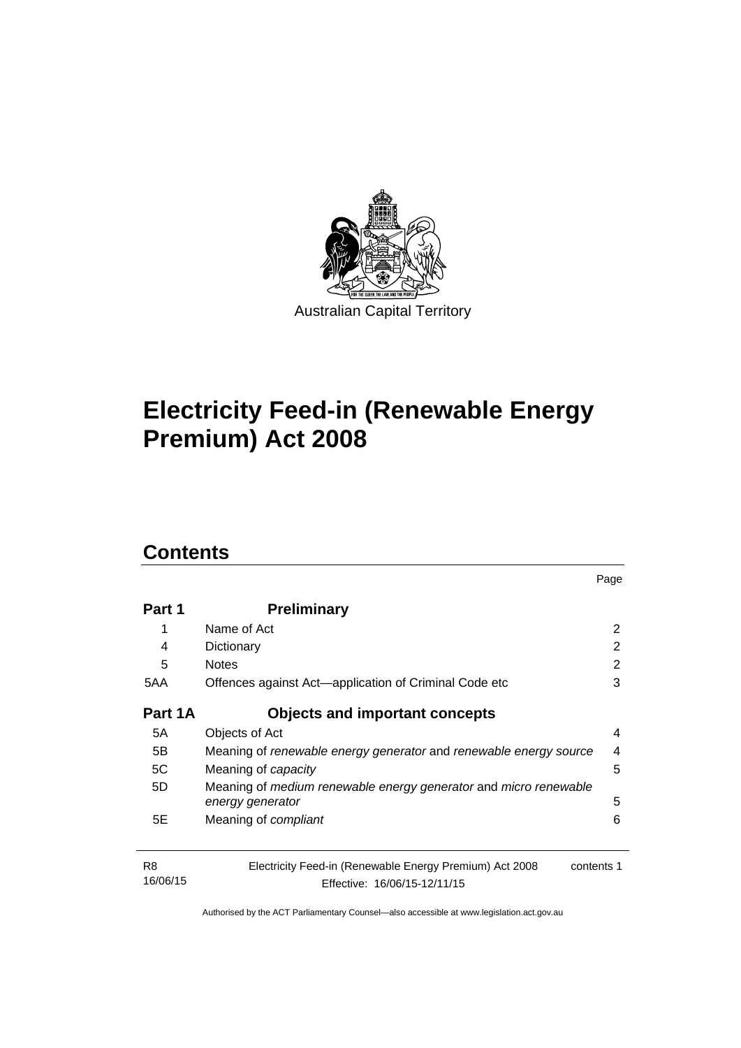Australian Capital Territory

# Electricity Feed-in (Renewable Energy Premium) Act 2008

## Contents

| | | Page |
|---|---|---|
| **Part 1** | **Preliminary** | |
| 1 | Name of Act | 2 |
| 4 | Dictionary | 2 |
| 5 | Notes | 2 |
| 5AA | Offences against Act—application of Criminal Code etc | 3 |
| **Part 1A** | **Objects and important concepts** | |
| 5A | Objects of Act | 4 |
| 5B | Meaning of *renewable energy generator* and *renewable energy source* | 4 |
| 5C | Meaning of *capacity* | 5 |
| 5D | Meaning of *medium renewable energy generator* and *micro renewable energy generator* | 5 |
| 5E | Meaning of *compliant* | 6 |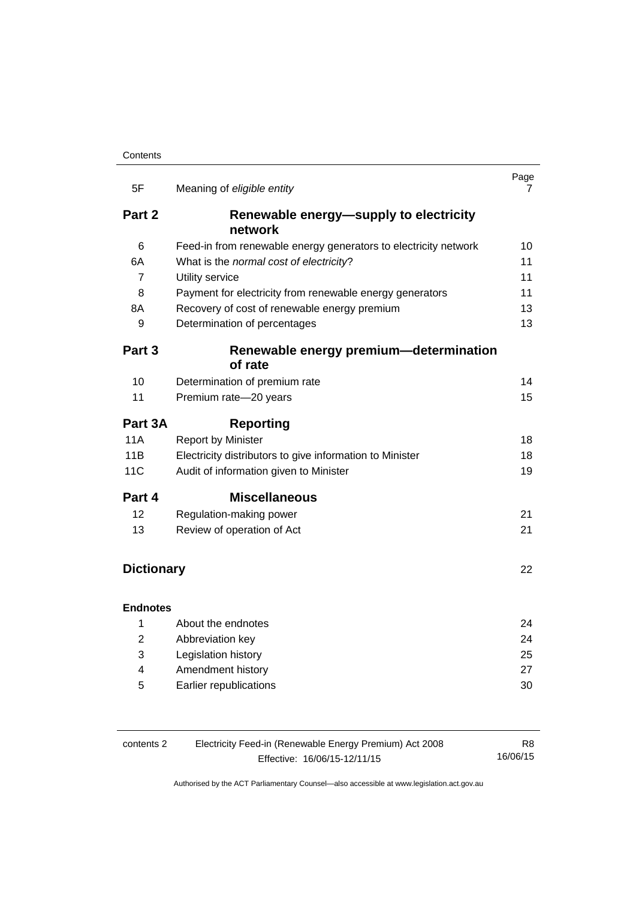| | | Page |
|---|---|---|
| 5F | Meaning of *eligible entity* | 7 |
| **Part 2** | **Renewable energy—supply to electricity network** | |
| 6 | Feed-in from renewable energy generators to electricity network | 10 |
| 6A | What is the *normal cost of electricity*? | 11 |
| 7 | Utility service | 11 |
| 8 | Payment for electricity from renewable energy generators | 11 |
| 8A | Recovery of cost of renewable energy premium | 13 |
| 9 | Determination of percentages | 13 |
| **Part 3** | **Renewable energy premium—determination of rate** | |
| 10 | Determination of premium rate | 14 |
| 11 | Premium rate—20 years | 15 |
| **Part 3A** | **Reporting** | |
| 11A | Report by Minister | 18 |
| 11B | Electricity distributors to give information to Minister | 18 |
| 11C | Audit of information given to Minister | 19 |
| **Part 4** | **Miscellaneous** | |
| 12 | Regulation-making power | 21 |
| 13 | Review of operation of Act | 21 |
| **Dictionary** | | 22 |
| **Endnotes** | | |
| 1 | About the endnotes | 24 |
| 2 | Abbreviation key | 24 |
| 3 | Legislation history | 25 |
| 4 | Amendment history | 27 |
| 5 | Earlier republications | 30 |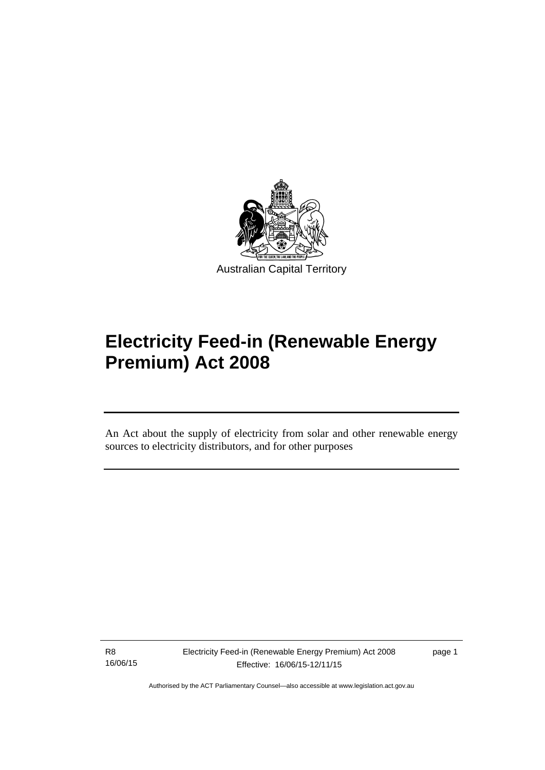Australian Capital Territory

# Electricity Feed-in (Renewable Energy Premium) Act 2008

An Act about the supply of electricity from solar and other renewable energy sources to electricity distributors, and for other purposes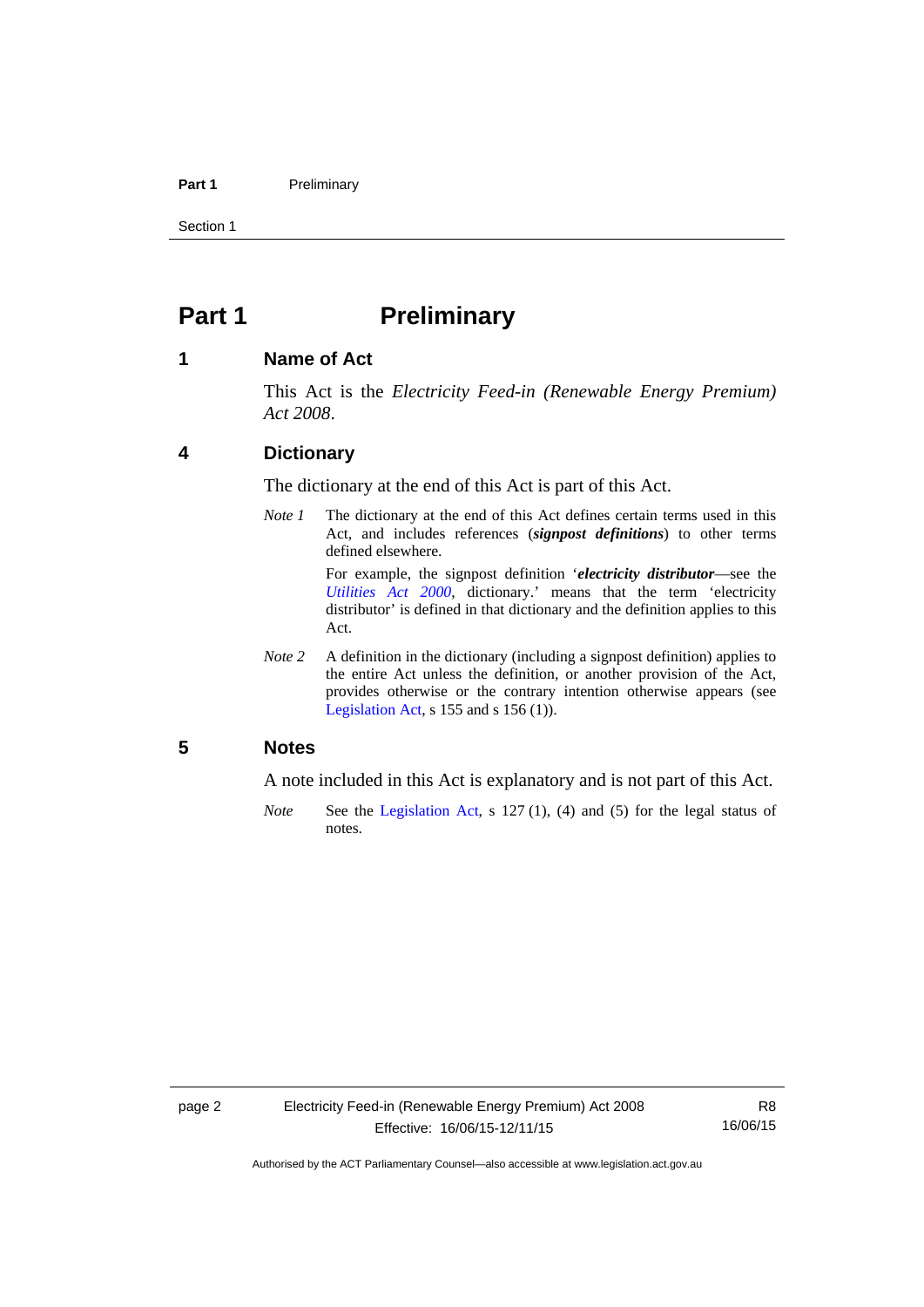# Part 1 Preliminary

## 1 Name of Act

This Act is the *Electricity Feed-in (Renewable Energy Premium) Act 2008*.

## 4 Dictionary

The dictionary at the end of this Act is part of this Act.

*Note 1* The dictionary at the end of this Act defines certain terms used in this Act, and includes references (***signpost definitions***) to other terms defined elsewhere.

For example, the signpost definition '***electricity distributor***—see the *Utilities Act 2000*, dictionary.' means that the term 'electricity distributor' is defined in that dictionary and the definition applies to this Act.

*Note 2* A definition in the dictionary (including a signpost definition) applies to the entire Act unless the definition, or another provision of the Act, provides otherwise or the contrary intention otherwise appears (see Legislation Act, s 155 and s 156 (1)).

## 5 Notes

A note included in this Act is explanatory and is not part of this Act.

*Note* See the Legislation Act, s 127 (1), (4) and (5) for the legal status of notes.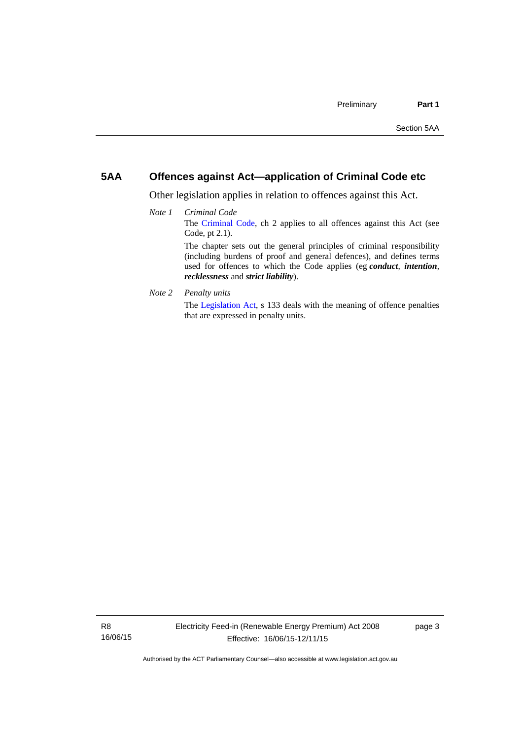## 5AA Offences against Act—application of Criminal Code etc

Other legislation applies in relation to offences against this Act.

*Note 1* *Criminal Code*

The Criminal Code, ch 2 applies to all offences against this Act (see Code, pt 2.1).

The chapter sets out the general principles of criminal responsibility (including burdens of proof and general defences), and defines terms used for offences to which the Code applies (eg ***conduct***, ***intention***, ***recklessness*** and ***strict liability***).

*Note 2* *Penalty units*

The Legislation Act, s 133 deals with the meaning of offence penalties that are expressed in penalty units.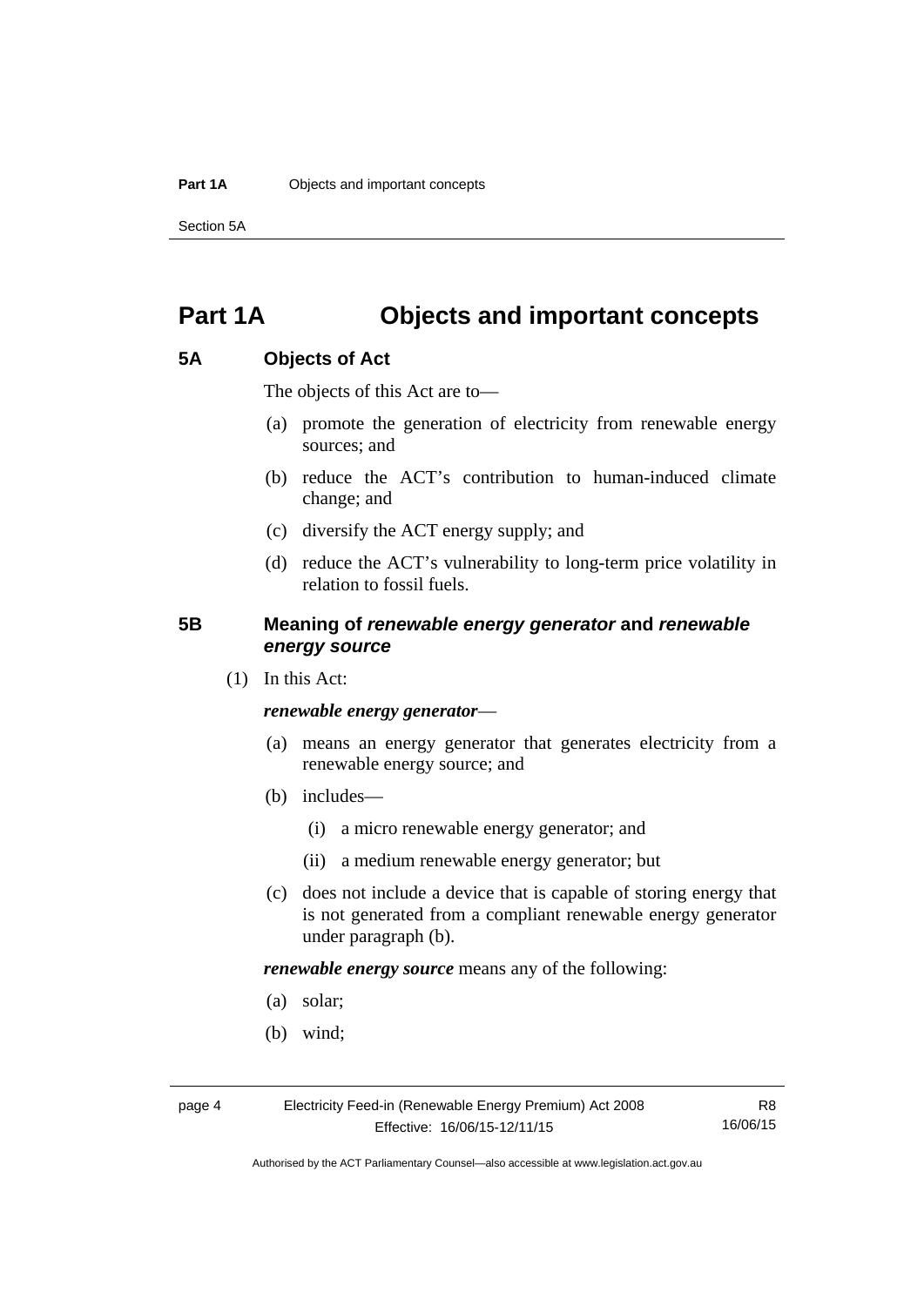# Part 1A Objects and important concepts

## 5A Objects of Act

The objects of this Act are to—

(a) promote the generation of electricity from renewable energy sources; and

(b) reduce the ACT's contribution to human-induced climate change; and

(c) diversify the ACT energy supply; and

(d) reduce the ACT's vulnerability to long-term price volatility in relation to fossil fuels.

## 5B Meaning of *renewable energy generator* and *renewable energy source*

(1) In this Act:

***renewable energy generator***—

(a) means an energy generator that generates electricity from a renewable energy source; and

(b) includes—

(i) a micro renewable energy generator; and

(ii) a medium renewable energy generator; but

(c) does not include a device that is capable of storing energy that is not generated from a compliant renewable energy generator under paragraph (b).

***renewable energy source*** means any of the following:

(a) solar;

(b) wind;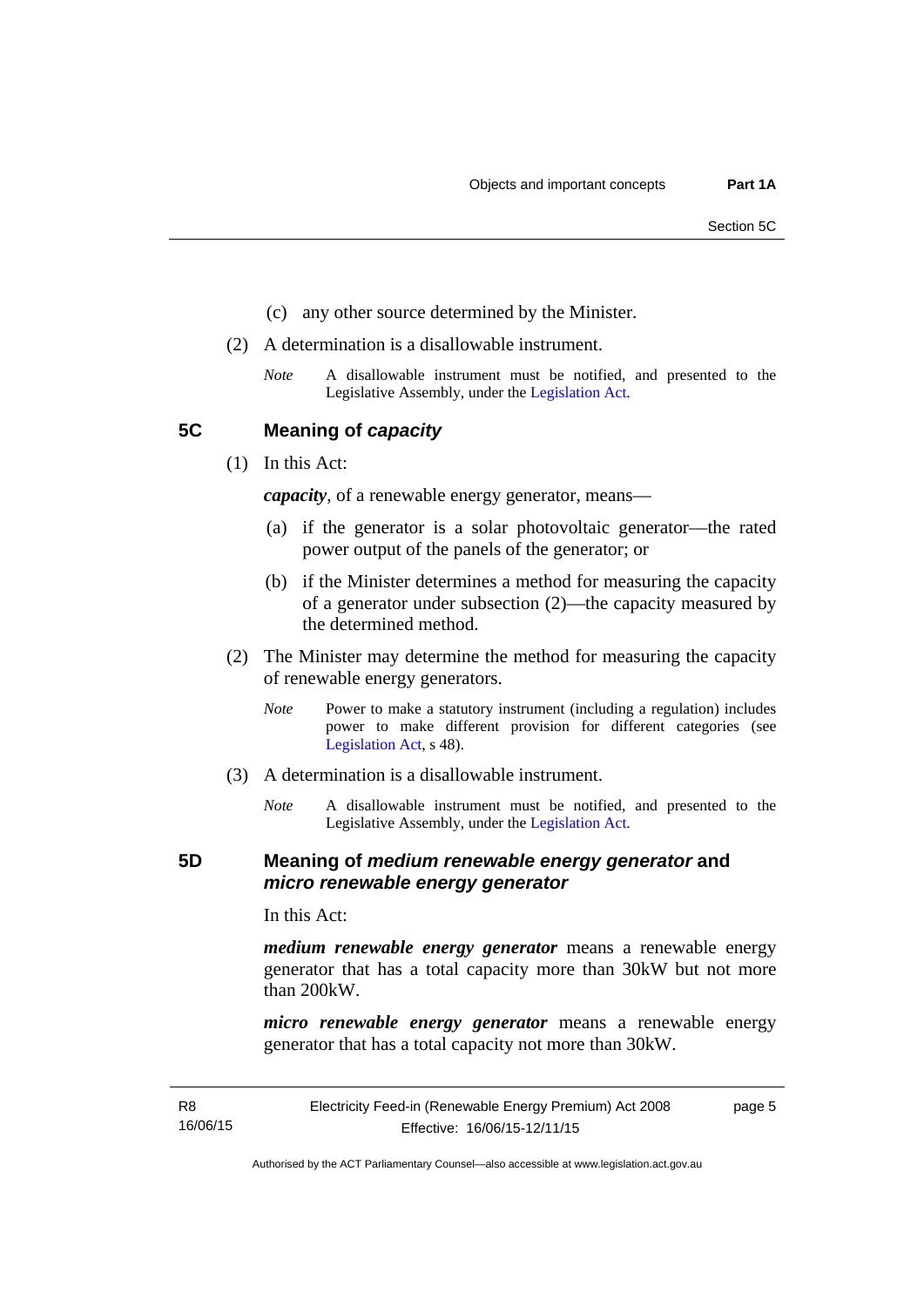(c) any other source determined by the Minister.

(2) A determination is a disallowable instrument.

*Note* A disallowable instrument must be notified, and presented to the Legislative Assembly, under the Legislation Act.

## 5C Meaning of *capacity*

(1) In this Act:

***capacity***, of a renewable energy generator, means—

(a) if the generator is a solar photovoltaic generator—the rated power output of the panels of the generator; or

(b) if the Minister determines a method for measuring the capacity of a generator under subsection (2)—the capacity measured by the determined method.

(2) The Minister may determine the method for measuring the capacity of renewable energy generators.

*Note* Power to make a statutory instrument (including a regulation) includes power to make different provision for different categories (see Legislation Act, s 48).

(3) A determination is a disallowable instrument.

*Note* A disallowable instrument must be notified, and presented to the Legislative Assembly, under the Legislation Act.

## 5D Meaning of *medium renewable energy generator* and *micro renewable energy generator*

In this Act:

***medium renewable energy generator*** means a renewable energy generator that has a total capacity more than 30kW but not more than 200kW.

***micro renewable energy generator*** means a renewable energy generator that has a total capacity not more than 30kW.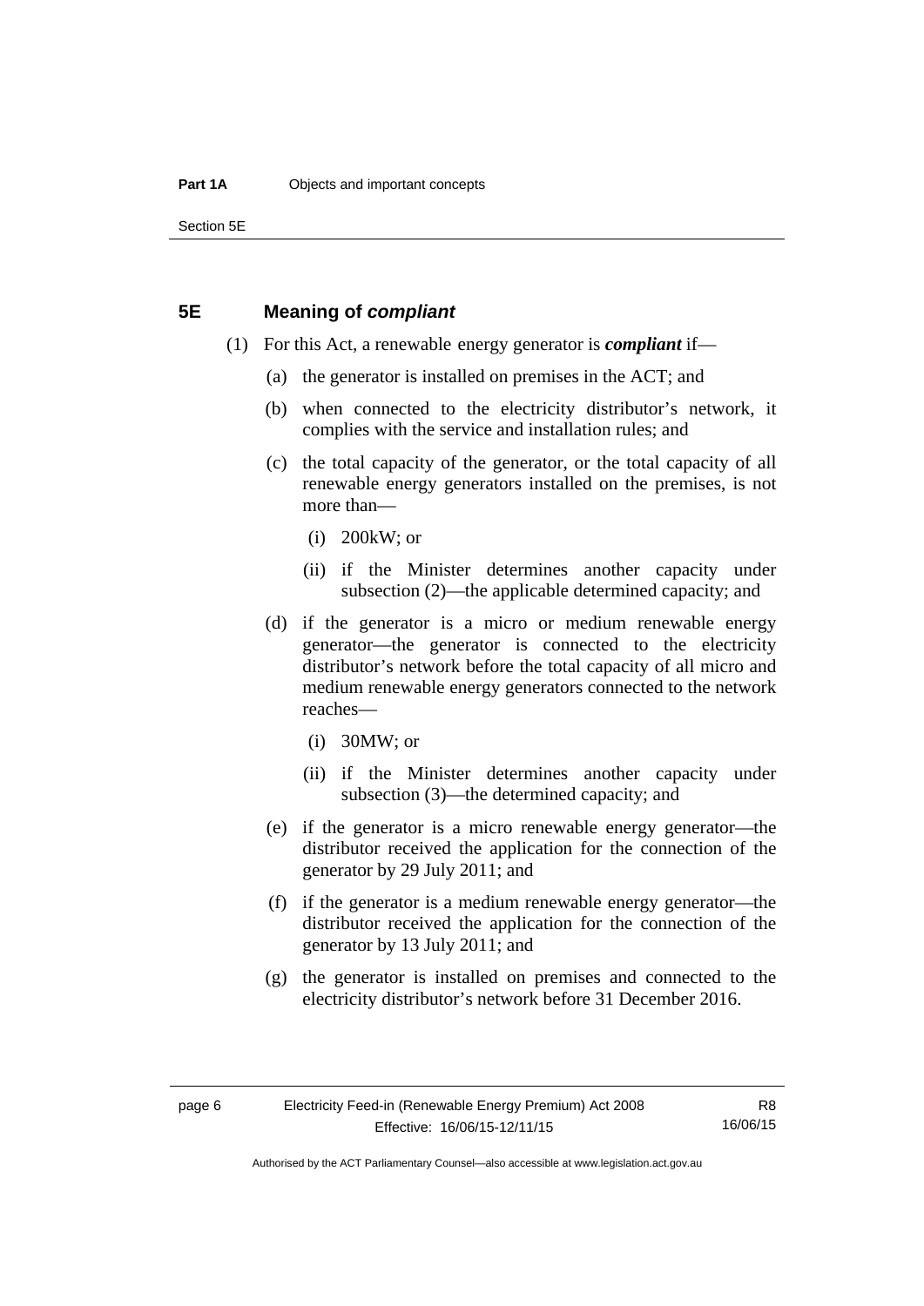## 5E Meaning of ***compliant***

(1) For this Act, a renewable energy generator is ***compliant*** if—

(a) the generator is installed on premises in the ACT; and

(b) when connected to the electricity distributor's network, it complies with the service and installation rules; and

(c) the total capacity of the generator, or the total capacity of all renewable energy generators installed on the premises, is not more than—

(i) 200kW; or

(ii) if the Minister determines another capacity under subsection (2)—the applicable determined capacity; and

(d) if the generator is a micro or medium renewable energy generator—the generator is connected to the electricity distributor's network before the total capacity of all micro and medium renewable energy generators connected to the network reaches—

(i) 30MW; or

(ii) if the Minister determines another capacity under subsection (3)—the determined capacity; and

(e) if the generator is a micro renewable energy generator—the distributor received the application for the connection of the generator by 29 July 2011; and

(f) if the generator is a medium renewable energy generator—the distributor received the application for the connection of the generator by 13 July 2011; and

(g) the generator is installed on premises and connected to the electricity distributor's network before 31 December 2016.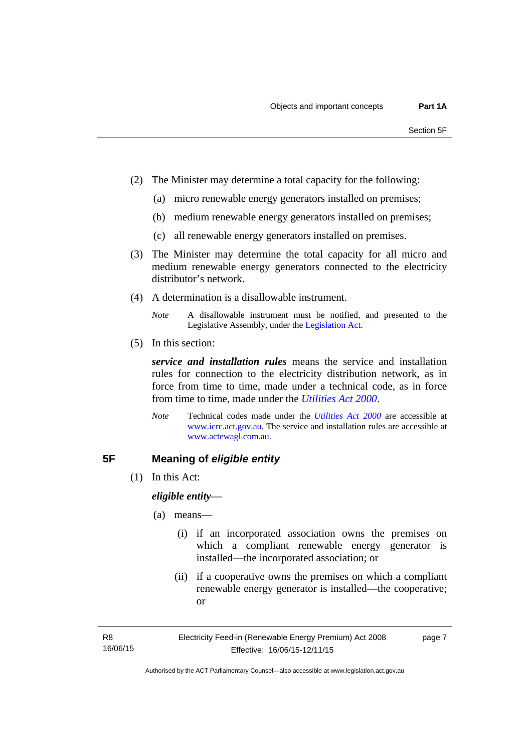(2) The Minister may determine a total capacity for the following:

(a) micro renewable energy generators installed on premises;

(b) medium renewable energy generators installed on premises;

(c) all renewable energy generators installed on premises.

(3) The Minister may determine the total capacity for all micro and medium renewable energy generators connected to the electricity distributor's network.

(4) A determination is a disallowable instrument.

*Note* A disallowable instrument must be notified, and presented to the Legislative Assembly, under the Legislation Act.

(5) In this section:

***service and installation rules*** means the service and installation rules for connection to the electricity distribution network, as in force from time to time, made under a technical code, as in force from time to time, made under the *Utilities Act 2000*.

*Note* Technical codes made under the *Utilities Act 2000* are accessible at www.icrc.act.gov.au. The service and installation rules are accessible at www.actewagl.com.au.

## 5F Meaning of *eligible entity*

(1) In this Act:

***eligible entity***—

(a) means—

(i) if an incorporated association owns the premises on which a compliant renewable energy generator is installed—the incorporated association; or

(ii) if a cooperative owns the premises on which a compliant renewable energy generator is installed—the cooperative; or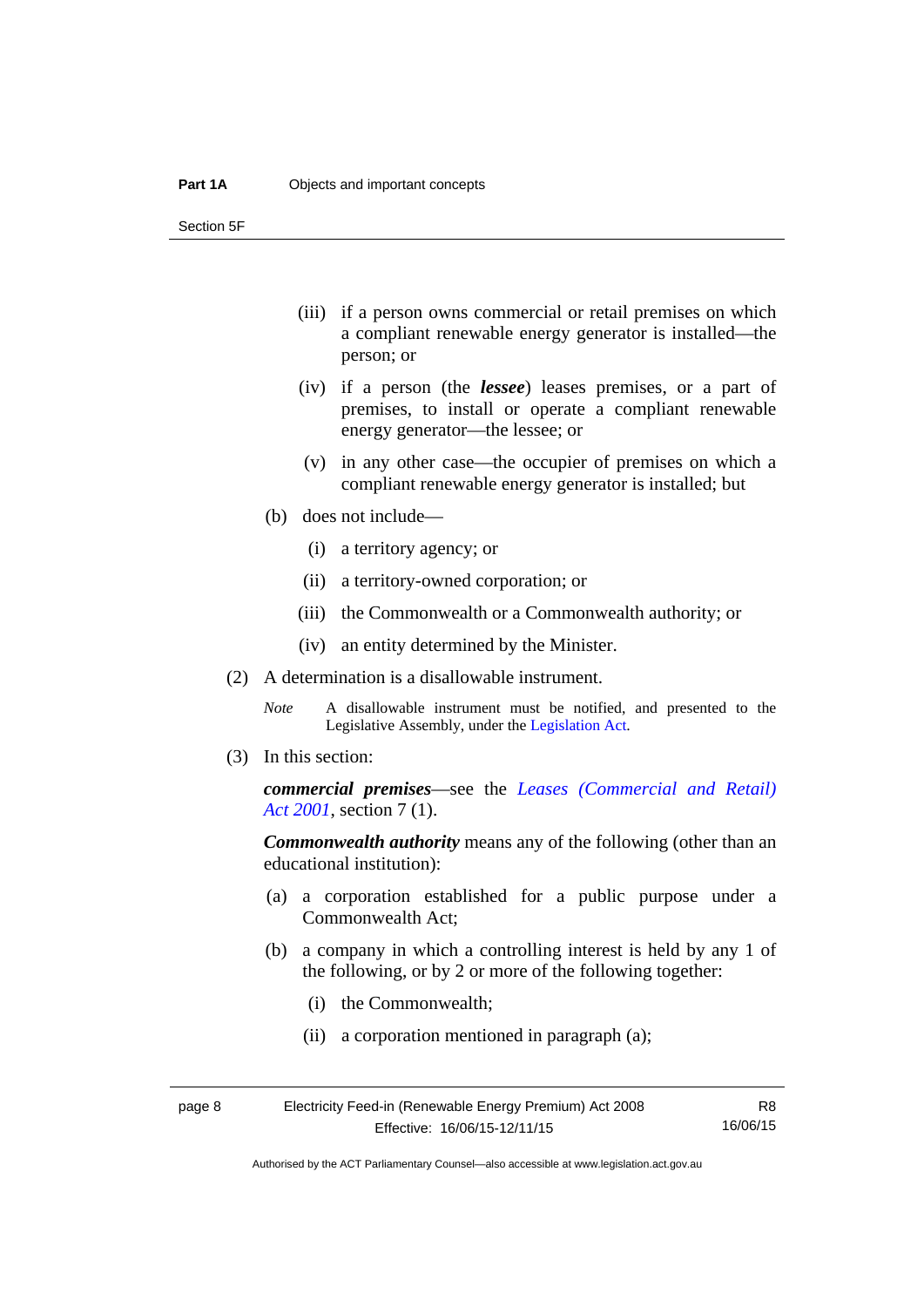(iii) if a person owns commercial or retail premises on which a compliant renewable energy generator is installed—the person; or

(iv) if a person (the ***lessee***) leases premises, or a part of premises, to install or operate a compliant renewable energy generator—the lessee; or

(v) in any other case—the occupier of premises on which a compliant renewable energy generator is installed; but

(b) does not include—

(i) a territory agency; or

(ii) a territory-owned corporation; or

(iii) the Commonwealth or a Commonwealth authority; or

(iv) an entity determined by the Minister.

(2) A determination is a disallowable instrument.

*Note* A disallowable instrument must be notified, and presented to the Legislative Assembly, under the Legislation Act.

(3) In this section:

***commercial premises***—see the *Leases (Commercial and Retail) Act 2001*, section 7 (1).

***Commonwealth authority*** means any of the following (other than an educational institution):

(a) a corporation established for a public purpose under a Commonwealth Act;

(b) a company in which a controlling interest is held by any 1 of the following, or by 2 or more of the following together:

(i) the Commonwealth;

(ii) a corporation mentioned in paragraph (a);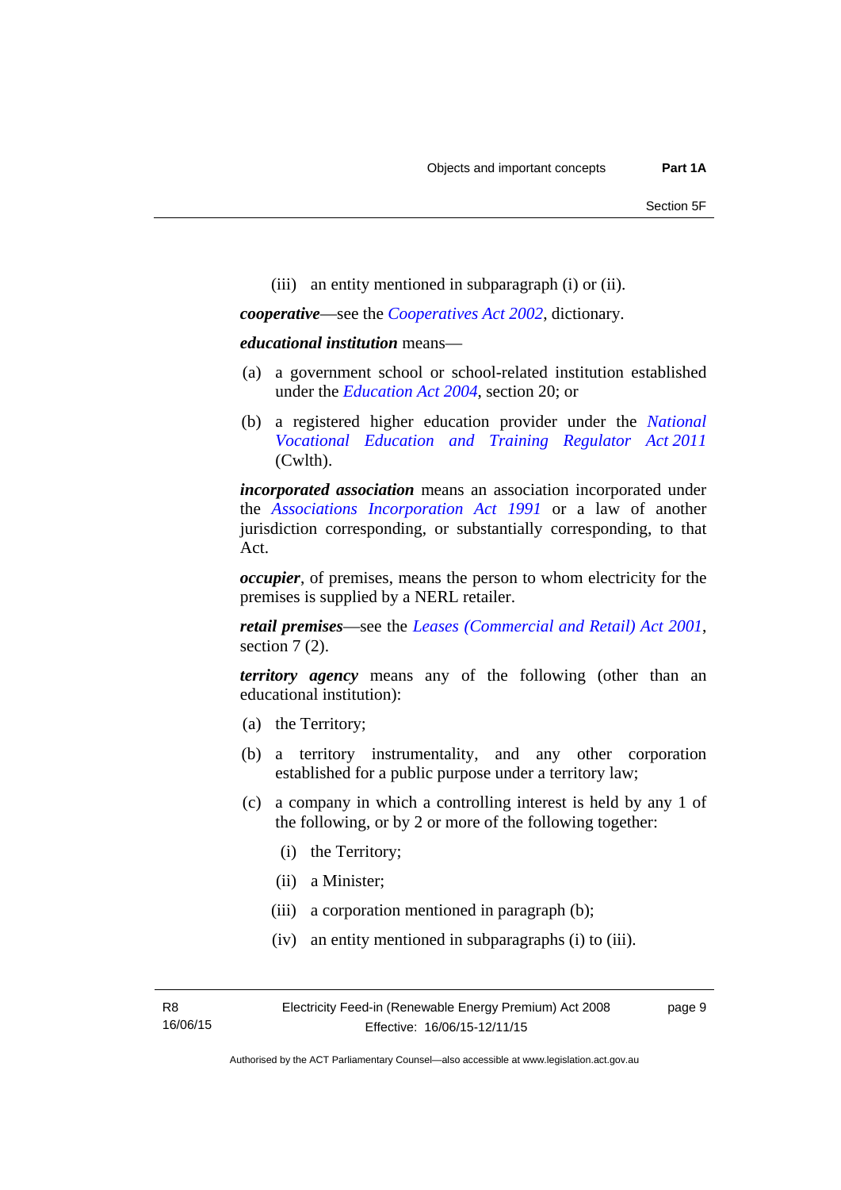(iii) an entity mentioned in subparagraph (i) or (ii).

***cooperative***—see the *Cooperatives Act 2002*, dictionary.

***educational institution*** means—

(a) a government school or school-related institution established under the *Education Act 2004*, section 20; or

(b) a registered higher education provider under the *National Vocational Education and Training Regulator Act 2011* (Cwlth).

***incorporated association*** means an association incorporated under the *Associations Incorporation Act 1991* or a law of another jurisdiction corresponding, or substantially corresponding, to that Act.

***occupier***, of premises, means the person to whom electricity for the premises is supplied by a NERL retailer.

***retail premises***—see the *Leases (Commercial and Retail) Act 2001*, section 7 (2).

***territory agency*** means any of the following (other than an educational institution):

(a) the Territory;

(b) a territory instrumentality, and any other corporation established for a public purpose under a territory law;

(c) a company in which a controlling interest is held by any 1 of the following, or by 2 or more of the following together:

  (i) the Territory;

  (ii) a Minister;

  (iii) a corporation mentioned in paragraph (b);

  (iv) an entity mentioned in subparagraphs (i) to (iii).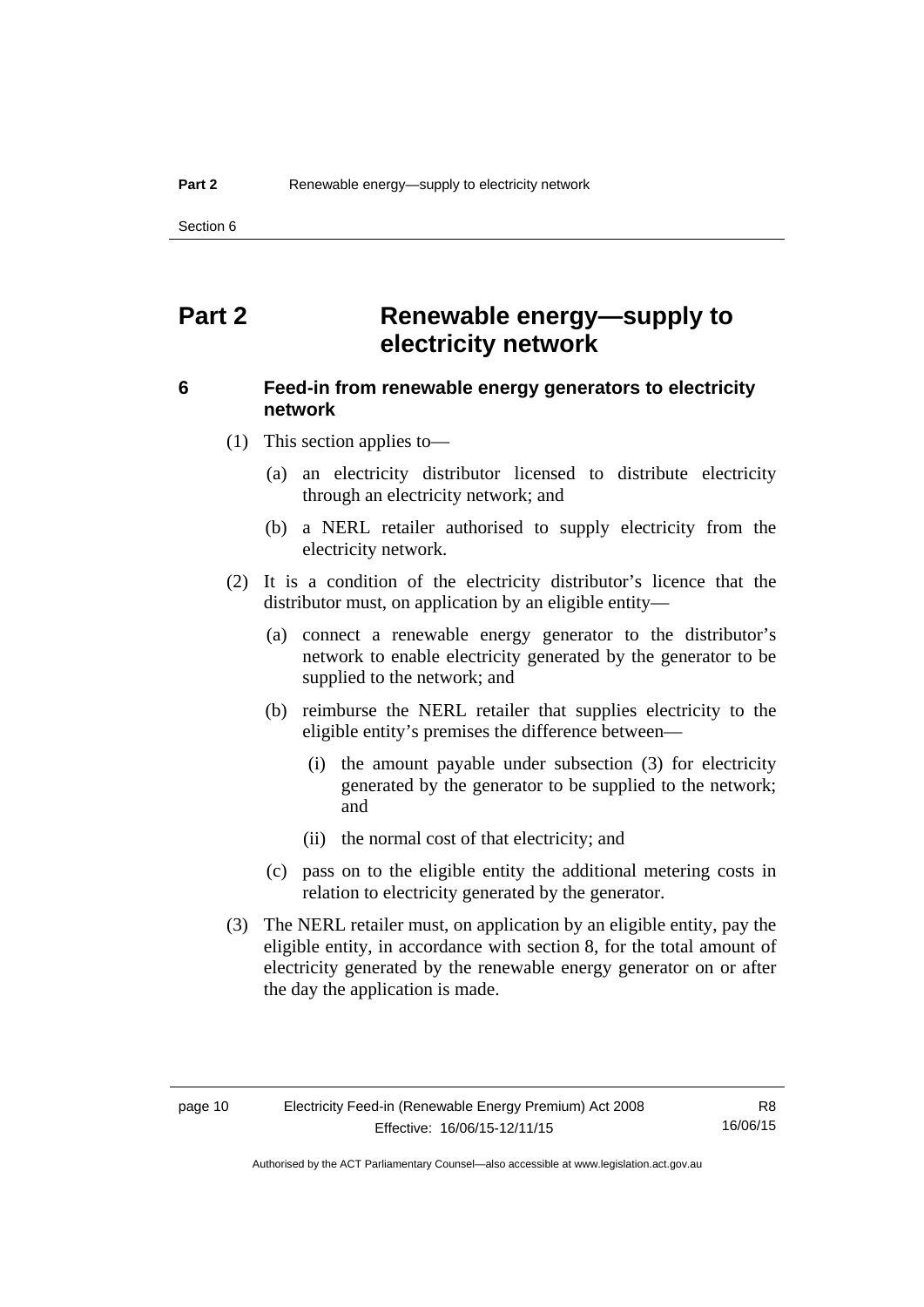# Part 2 Renewable energy—supply to electricity network

## 6 Feed-in from renewable energy generators to electricity network

(1) This section applies to—

(a) an electricity distributor licensed to distribute electricity through an electricity network; and

(b) a NERL retailer authorised to supply electricity from the electricity network.

(2) It is a condition of the electricity distributor's licence that the distributor must, on application by an eligible entity—

(a) connect a renewable energy generator to the distributor's network to enable electricity generated by the generator to be supplied to the network; and

(b) reimburse the NERL retailer that supplies electricity to the eligible entity's premises the difference between—

(i) the amount payable under subsection (3) for electricity generated by the generator to be supplied to the network; and

(ii) the normal cost of that electricity; and

(c) pass on to the eligible entity the additional metering costs in relation to electricity generated by the generator.

(3) The NERL retailer must, on application by an eligible entity, pay the eligible entity, in accordance with section 8, for the total amount of electricity generated by the renewable energy generator on or after the day the application is made.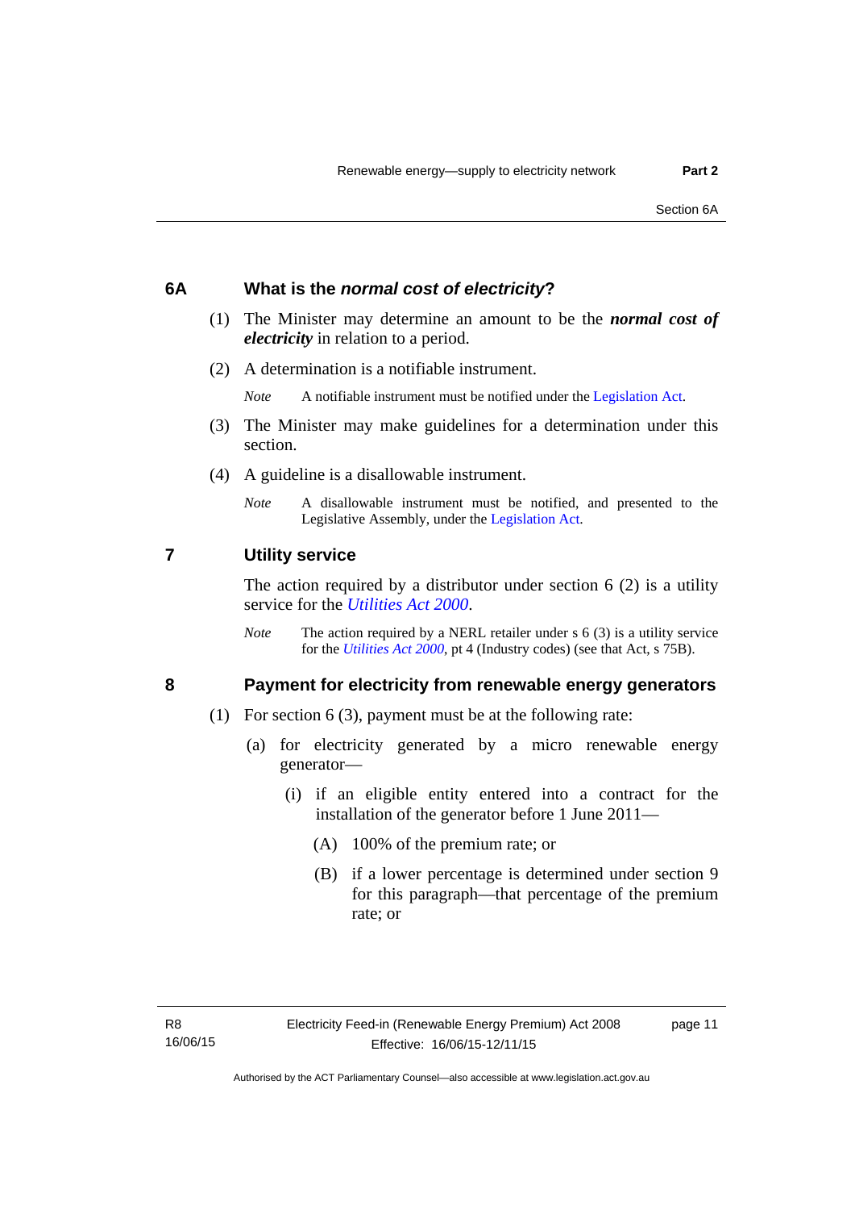### 6A What is the *normal cost of electricity*?

(1) The Minister may determine an amount to be the ***normal cost of electricity*** in relation to a period.

(2) A determination is a notifiable instrument.

*Note* A notifiable instrument must be notified under the Legislation Act.

(3) The Minister may make guidelines for a determination under this section.

(4) A guideline is a disallowable instrument.

*Note* A disallowable instrument must be notified, and presented to the Legislative Assembly, under the Legislation Act.

### 7 Utility service

The action required by a distributor under section 6 (2) is a utility service for the *Utilities Act 2000*.

*Note* The action required by a NERL retailer under s 6 (3) is a utility service for the *Utilities Act 2000*, pt 4 (Industry codes) (see that Act, s 75B).

### 8 Payment for electricity from renewable energy generators

(1) For section 6 (3), payment must be at the following rate:

(a) for electricity generated by a micro renewable energy generator—

(i) if an eligible entity entered into a contract for the installation of the generator before 1 June 2011—

(A) 100% of the premium rate; or

(B) if a lower percentage is determined under section 9 for this paragraph—that percentage of the premium rate; or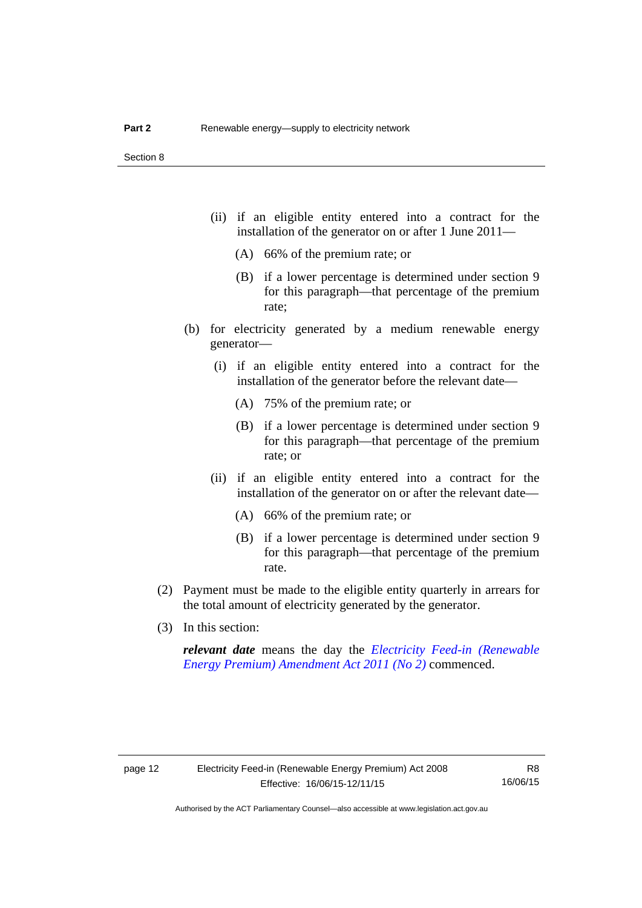(ii) if an eligible entity entered into a contract for the installation of the generator on or after 1 June 2011—

(A) 66% of the premium rate; or

(B) if a lower percentage is determined under section 9 for this paragraph—that percentage of the premium rate;

(b) for electricity generated by a medium renewable energy generator—

(i) if an eligible entity entered into a contract for the installation of the generator before the relevant date—

(A) 75% of the premium rate; or

(B) if a lower percentage is determined under section 9 for this paragraph—that percentage of the premium rate; or

(ii) if an eligible entity entered into a contract for the installation of the generator on or after the relevant date—

(A) 66% of the premium rate; or

(B) if a lower percentage is determined under section 9 for this paragraph—that percentage of the premium rate.

(2) Payment must be made to the eligible entity quarterly in arrears for the total amount of electricity generated by the generator.

(3) In this section:

***relevant date*** means the day the *Electricity Feed-in (Renewable Energy Premium) Amendment Act 2011 (No 2)* commenced.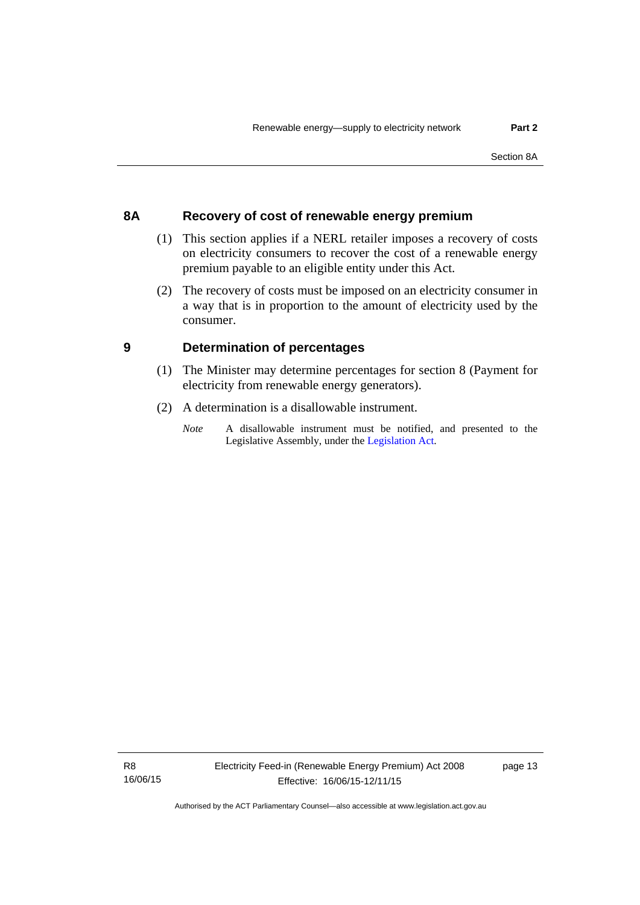## 8A Recovery of cost of renewable energy premium

(1) This section applies if a NERL retailer imposes a recovery of costs on electricity consumers to recover the cost of a renewable energy premium payable to an eligible entity under this Act.

(2) The recovery of costs must be imposed on an electricity consumer in a way that is in proportion to the amount of electricity used by the consumer.

## 9 Determination of percentages

(1) The Minister may determine percentages for section 8 (Payment for electricity from renewable energy generators).

(2) A determination is a disallowable instrument.

*Note* A disallowable instrument must be notified, and presented to the Legislative Assembly, under the Legislation Act.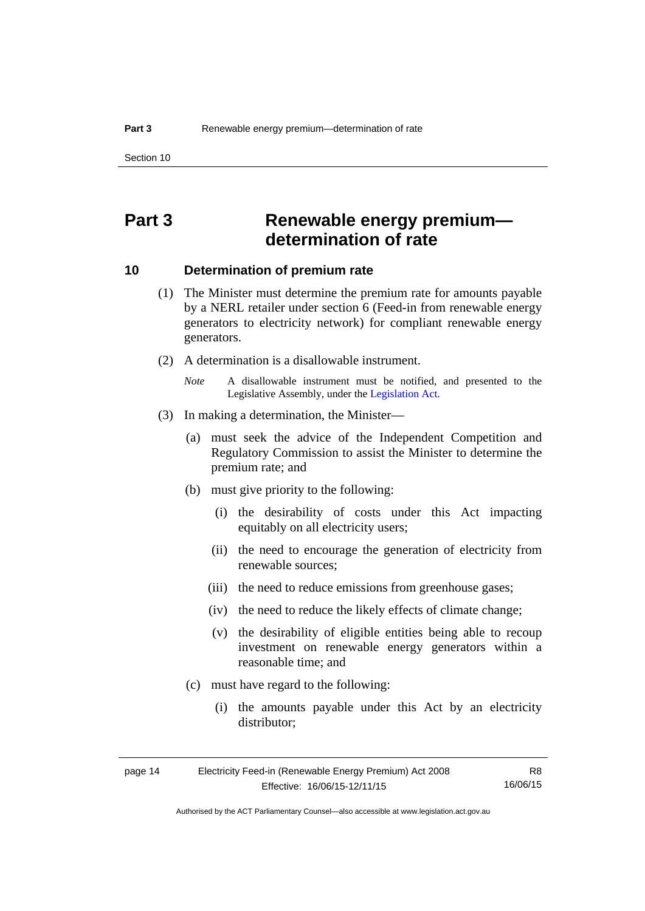# Part 3 Renewable energy premium—determination of rate

## 10 Determination of premium rate

(1) The Minister must determine the premium rate for amounts payable by a NERL retailer under section 6 (Feed-in from renewable energy generators to electricity network) for compliant renewable energy generators.

(2) A determination is a disallowable instrument.

*Note* A disallowable instrument must be notified, and presented to the Legislative Assembly, under the Legislation Act.

(3) In making a determination, the Minister—

(a) must seek the advice of the Independent Competition and Regulatory Commission to assist the Minister to determine the premium rate; and

(b) must give priority to the following:

(i) the desirability of costs under this Act impacting equitably on all electricity users;

(ii) the need to encourage the generation of electricity from renewable sources;

(iii) the need to reduce emissions from greenhouse gases;

(iv) the need to reduce the likely effects of climate change;

(v) the desirability of eligible entities being able to recoup investment on renewable energy generators within a reasonable time; and

(c) must have regard to the following:

(i) the amounts payable under this Act by an electricity distributor;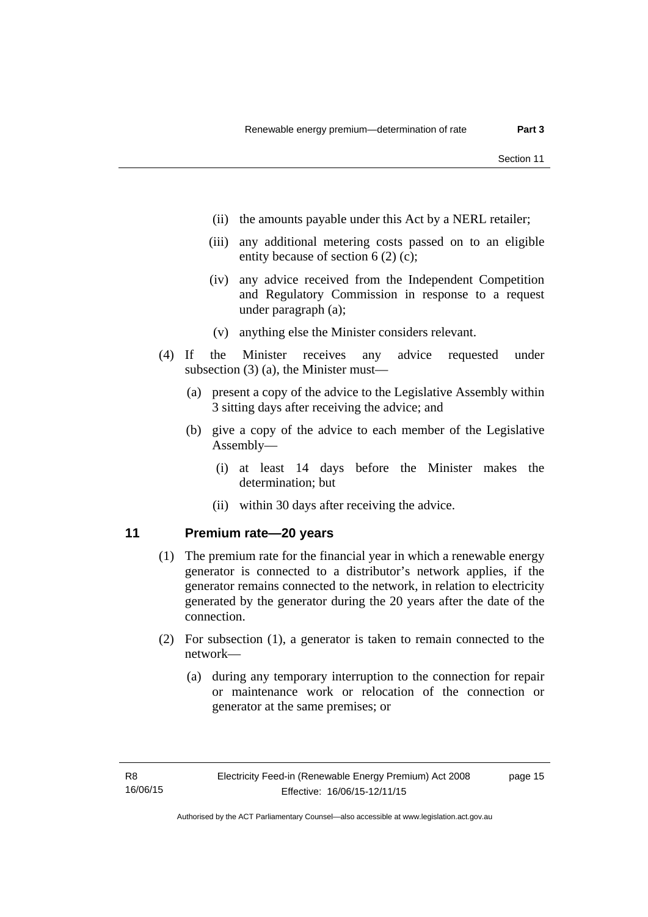(ii) the amounts payable under this Act by a NERL retailer;

(iii) any additional metering costs passed on to an eligible entity because of section 6 (2) (c);

(iv) any advice received from the Independent Competition and Regulatory Commission in response to a request under paragraph (a);

(v) anything else the Minister considers relevant.

(4) If the Minister receives any advice requested under subsection (3) (a), the Minister must—

(a) present a copy of the advice to the Legislative Assembly within 3 sitting days after receiving the advice; and

(b) give a copy of the advice to each member of the Legislative Assembly—

(i) at least 14 days before the Minister makes the determination; but

(ii) within 30 days after receiving the advice.

## 11 Premium rate—20 years

(1) The premium rate for the financial year in which a renewable energy generator is connected to a distributor's network applies, if the generator remains connected to the network, in relation to electricity generated by the generator during the 20 years after the date of the connection.

(2) For subsection (1), a generator is taken to remain connected to the network—

(a) during any temporary interruption to the connection for repair or maintenance work or relocation of the connection or generator at the same premises; or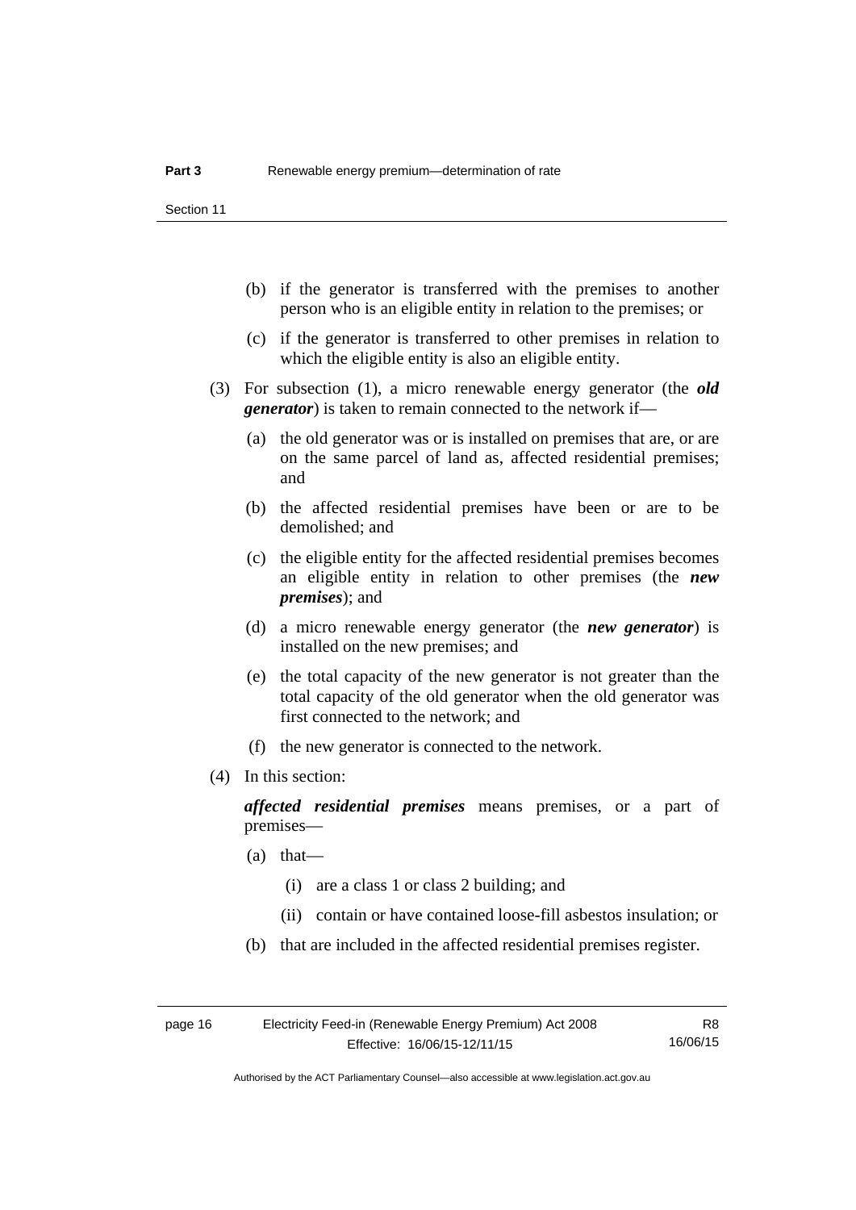(b) if the generator is transferred with the premises to another person who is an eligible entity in relation to the premises; or

(c) if the generator is transferred to other premises in relation to which the eligible entity is also an eligible entity.

(3) For subsection (1), a micro renewable energy generator (the ***old generator***) is taken to remain connected to the network if—

(a) the old generator was or is installed on premises that are, or are on the same parcel of land as, affected residential premises; and

(b) the affected residential premises have been or are to be demolished; and

(c) the eligible entity for the affected residential premises becomes an eligible entity in relation to other premises (the ***new premises***); and

(d) a micro renewable energy generator (the ***new generator***) is installed on the new premises; and

(e) the total capacity of the new generator is not greater than the total capacity of the old generator when the old generator was first connected to the network; and

(f) the new generator is connected to the network.

(4) In this section:

***affected residential premises*** means premises, or a part of premises—

(a) that—

(i) are a class 1 or class 2 building; and

(ii) contain or have contained loose-fill asbestos insulation; or

(b) that are included in the affected residential premises register.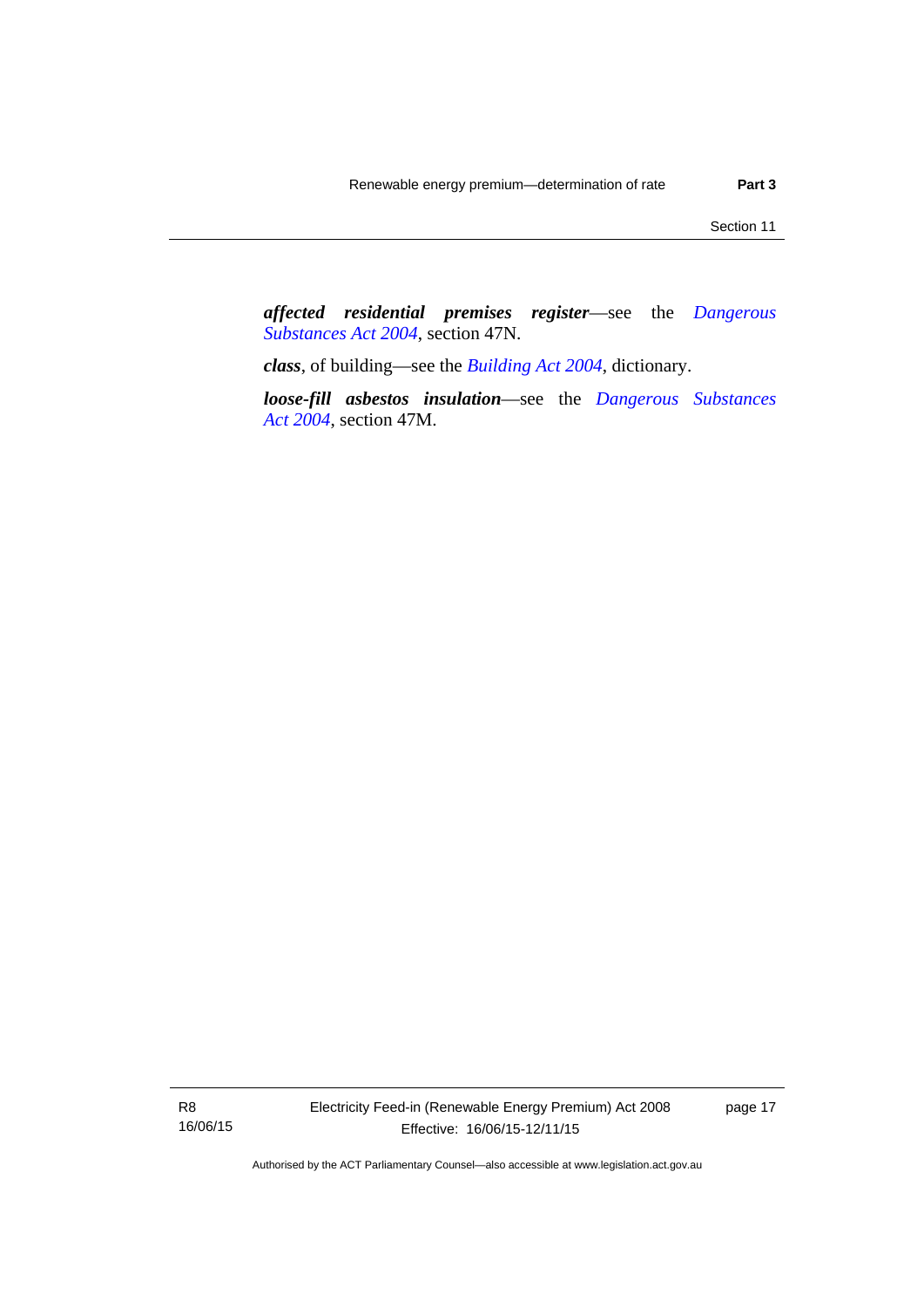***affected residential premises register***—see the *Dangerous Substances Act 2004*, section 47N.

***class***, of building—see the *Building Act 2004*, dictionary.

***loose-fill asbestos insulation***—see the *Dangerous Substances Act 2004*, section 47M.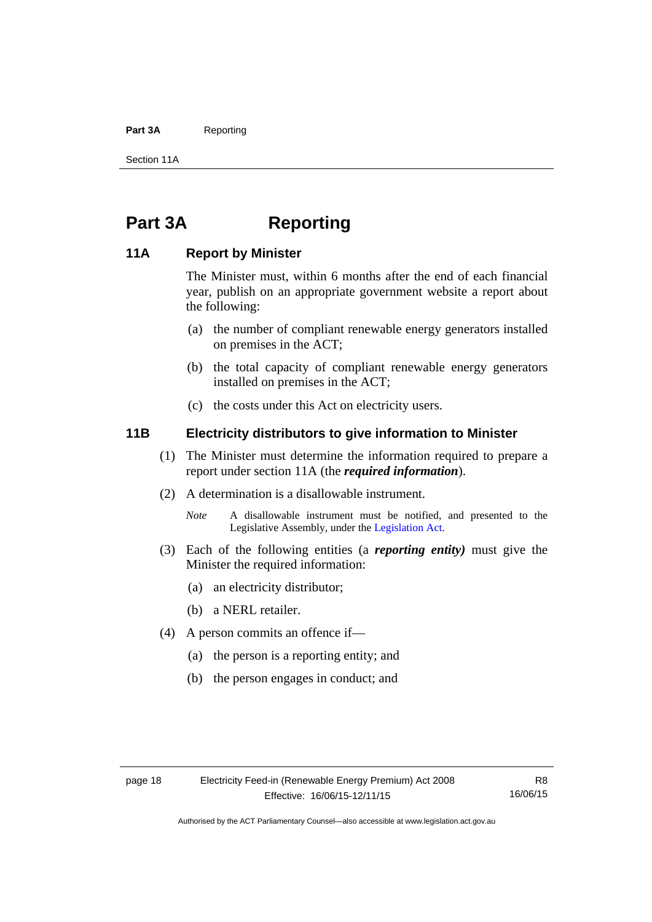# Part 3A Reporting

## 11A Report by Minister

The Minister must, within 6 months after the end of each financial year, publish on an appropriate government website a report about the following:

(a) the number of compliant renewable energy generators installed on premises in the ACT;

(b) the total capacity of compliant renewable energy generators installed on premises in the ACT;

(c) the costs under this Act on electricity users.

## 11B Electricity distributors to give information to Minister

(1) The Minister must determine the information required to prepare a report under section 11A (the ***required information***).

(2) A determination is a disallowable instrument.

*Note* A disallowable instrument must be notified, and presented to the Legislative Assembly, under the Legislation Act.

(3) Each of the following entities (a ***reporting entity)*** must give the Minister the required information:

(a) an electricity distributor;

(b) a NERL retailer.

(4) A person commits an offence if—

(a) the person is a reporting entity; and

(b) the person engages in conduct; and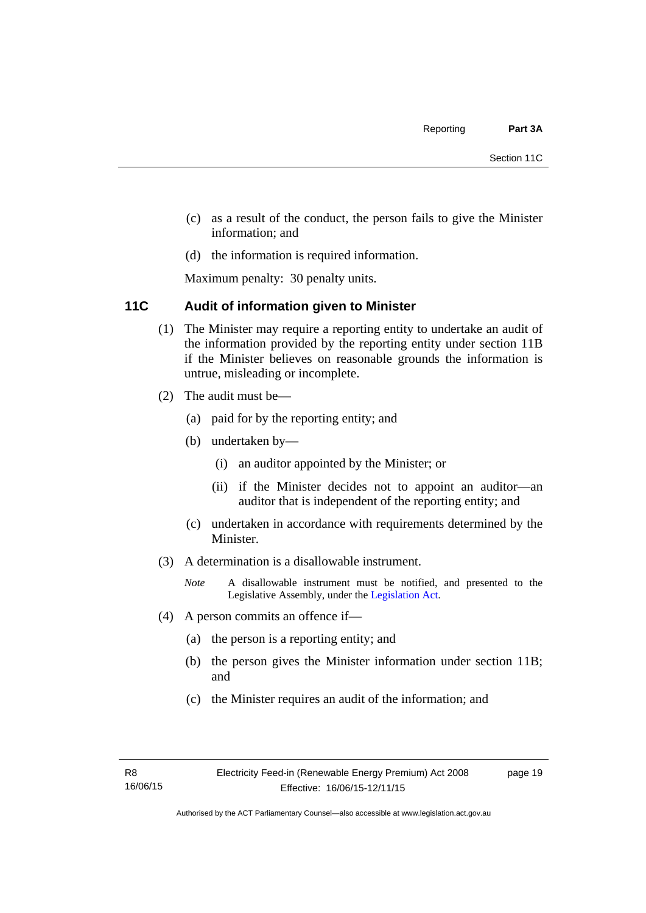(c) as a result of the conduct, the person fails to give the Minister information; and

(d) the information is required information.

Maximum penalty: 30 penalty units.

### 11C Audit of information given to Minister

(1) The Minister may require a reporting entity to undertake an audit of the information provided by the reporting entity under section 11B if the Minister believes on reasonable grounds the information is untrue, misleading or incomplete.

(2) The audit must be—

(a) paid for by the reporting entity; and

(b) undertaken by—

(i) an auditor appointed by the Minister; or

(ii) if the Minister decides not to appoint an auditor—an auditor that is independent of the reporting entity; and

(c) undertaken in accordance with requirements determined by the Minister.

(3) A determination is a disallowable instrument.

*Note* A disallowable instrument must be notified, and presented to the Legislative Assembly, under the Legislation Act.

(4) A person commits an offence if—

(a) the person is a reporting entity; and

(b) the person gives the Minister information under section 11B; and

(c) the Minister requires an audit of the information; and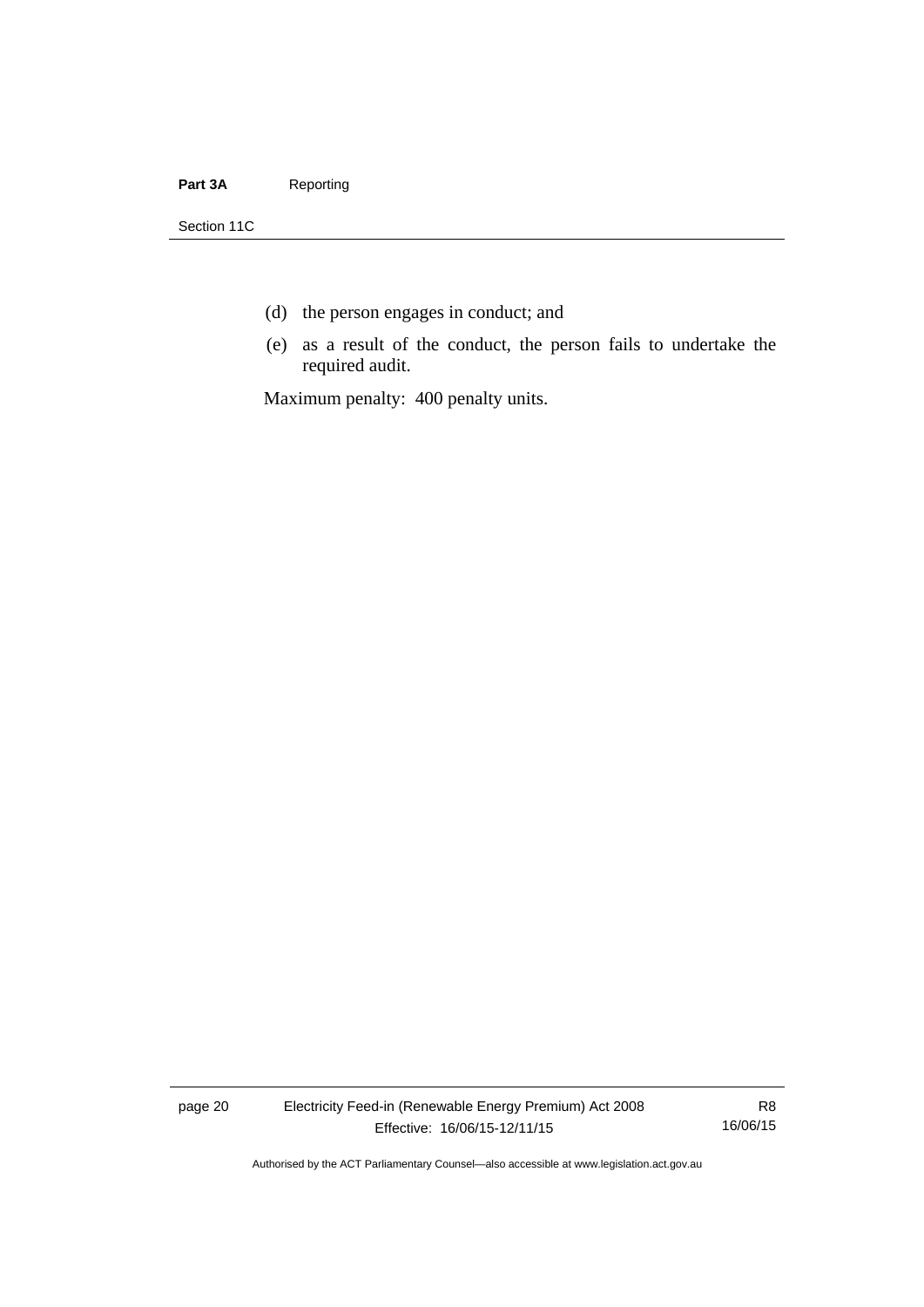(d) the person engages in conduct; and

(e) as a result of the conduct, the person fails to undertake the required audit.

Maximum penalty: 400 penalty units.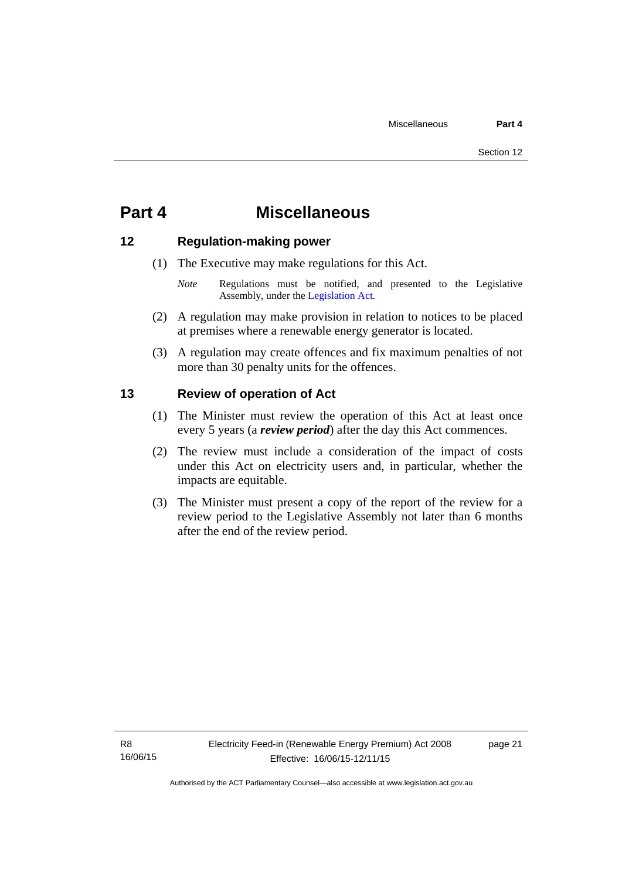# Part 4 Miscellaneous

## 12 Regulation-making power

(1) The Executive may make regulations for this Act.

*Note* Regulations must be notified, and presented to the Legislative Assembly, under the Legislation Act.

(2) A regulation may make provision in relation to notices to be placed at premises where a renewable energy generator is located.

(3) A regulation may create offences and fix maximum penalties of not more than 30 penalty units for the offences.

## 13 Review of operation of Act

(1) The Minister must review the operation of this Act at least once every 5 years (a ***review period***) after the day this Act commences.

(2) The review must include a consideration of the impact of costs under this Act on electricity users and, in particular, whether the impacts are equitable.

(3) The Minister must present a copy of the report of the review for a review period to the Legislative Assembly not later than 6 months after the end of the review period.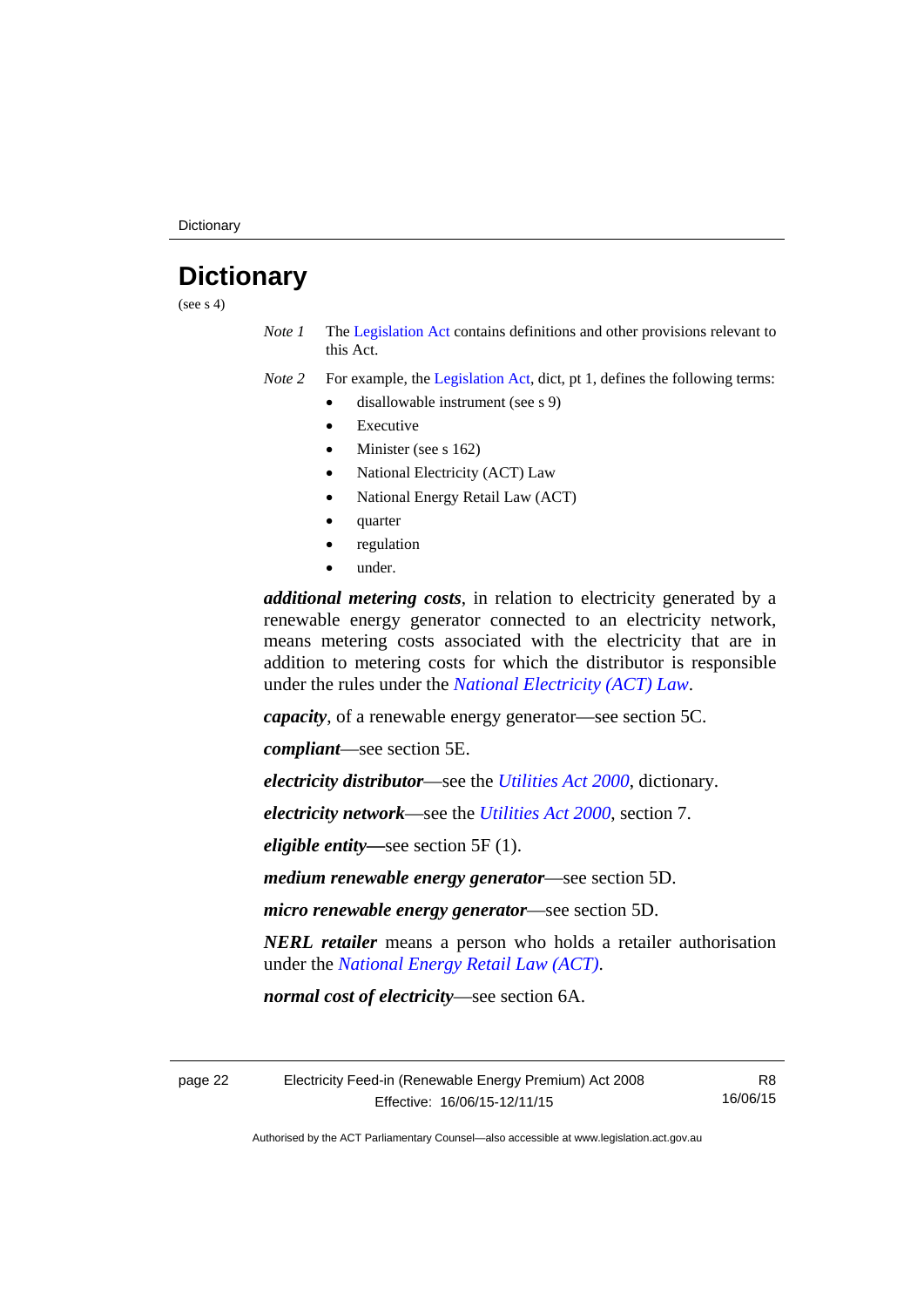# Dictionary

(see s 4)

*Note 1* The Legislation Act contains definitions and other provisions relevant to this Act.

*Note 2* For example, the Legislation Act, dict, pt 1, defines the following terms:

- disallowable instrument (see s 9)
- Executive
- Minister (see s 162)
- National Electricity (ACT) Law
- National Energy Retail Law (ACT)
- quarter
- regulation
- under.

***additional metering costs***, in relation to electricity generated by a renewable energy generator connected to an electricity network, means metering costs associated with the electricity that are in addition to metering costs for which the distributor is responsible under the rules under the *National Electricity (ACT) Law*.

***capacity***, of a renewable energy generator—see section 5C.

***compliant***—see section 5E.

***electricity distributor***—see the *Utilities Act 2000*, dictionary.

***electricity network***—see the *Utilities Act 2000*, section 7.

***eligible entity***—see section 5F (1).

***medium renewable energy generator***—see section 5D.

***micro renewable energy generator***—see section 5D.

***NERL retailer*** means a person who holds a retailer authorisation under the *National Energy Retail Law (ACT)*.

***normal cost of electricity***—see section 6A.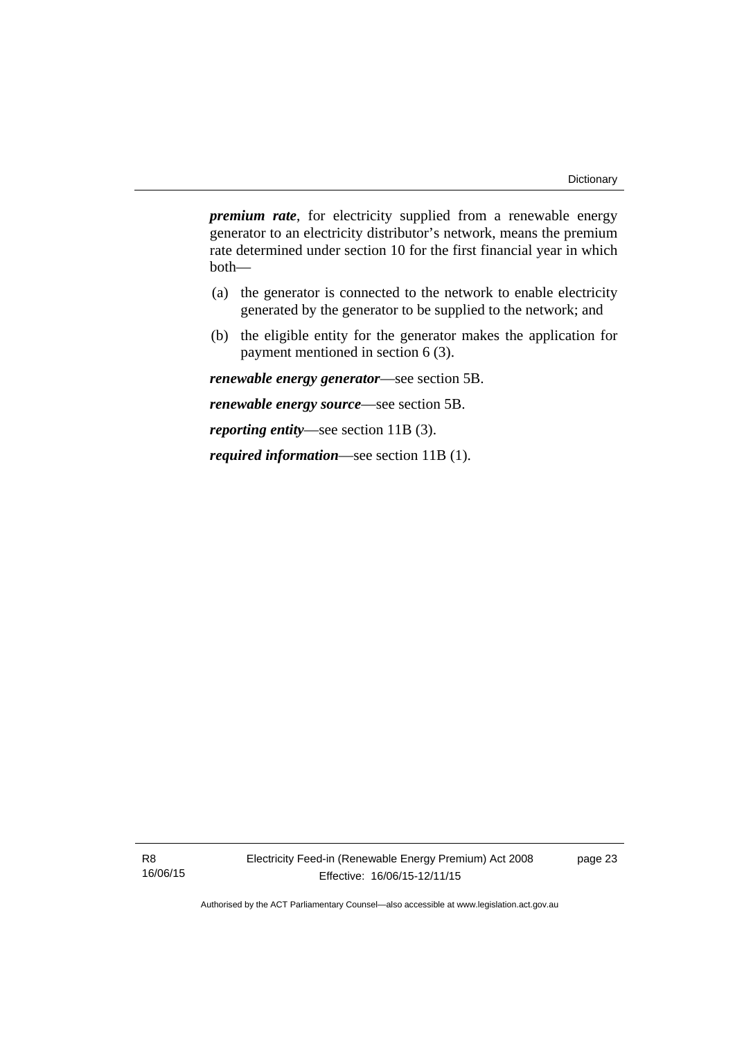***premium rate***, for electricity supplied from a renewable energy generator to an electricity distributor's network, means the premium rate determined under section 10 for the first financial year in which both—

(a) the generator is connected to the network to enable electricity generated by the generator to be supplied to the network; and

(b) the eligible entity for the generator makes the application for payment mentioned in section 6 (3).

***renewable energy generator***—see section 5B.

***renewable energy source***—see section 5B.

***reporting entity***—see section 11B (3).

***required information***—see section 11B (1).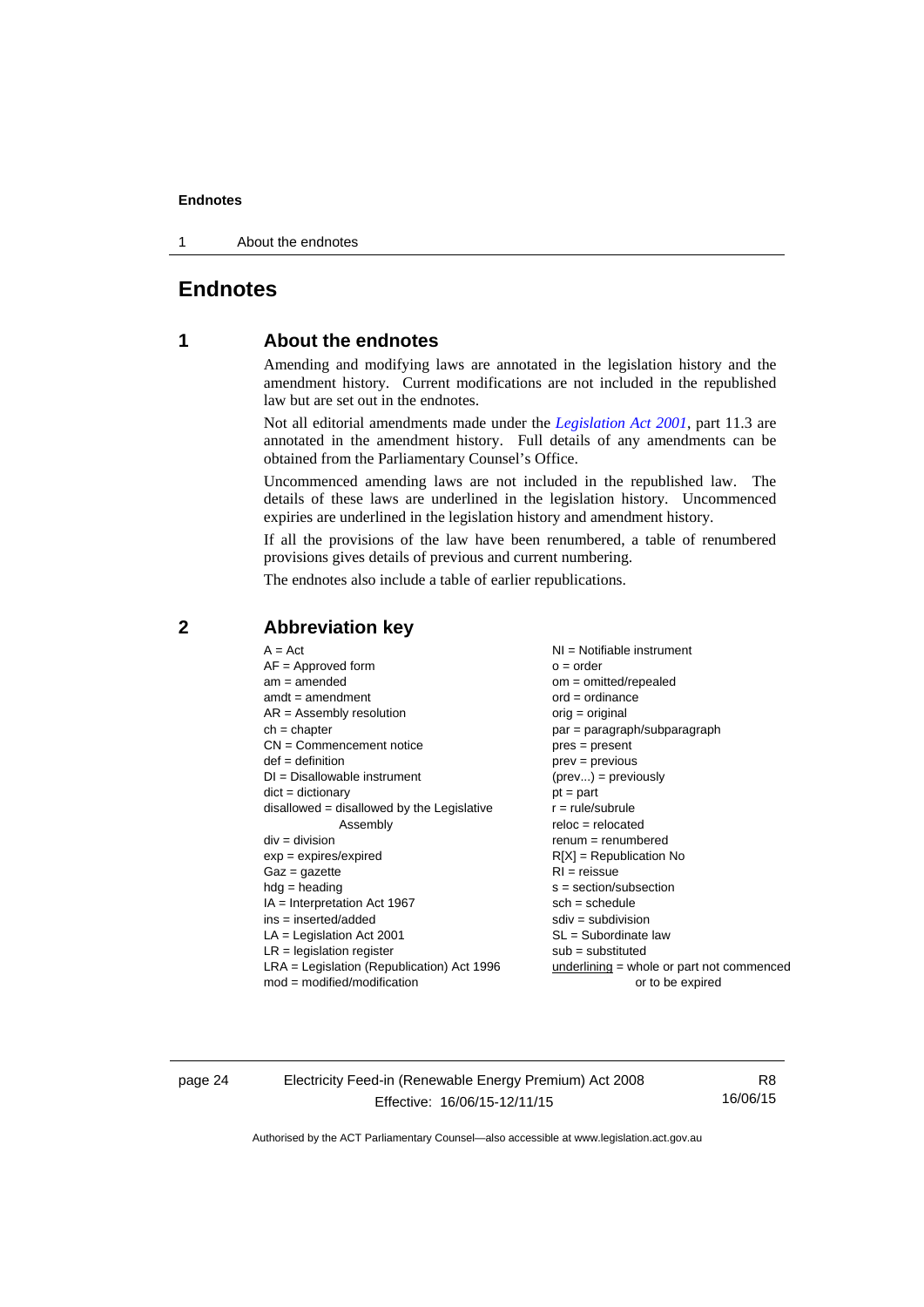# Endnotes

## 1 About the endnotes

Amending and modifying laws are annotated in the legislation history and the amendment history. Current modifications are not included in the republished law but are set out in the endnotes.

Not all editorial amendments made under the *Legislation Act 2001*, part 11.3 are annotated in the amendment history. Full details of any amendments can be obtained from the Parliamentary Counsel's Office.

Uncommenced amending laws are not included in the republished law. The details of these laws are underlined in the legislation history. Uncommenced expiries are underlined in the legislation history and amendment history.

If all the provisions of the law have been renumbered, a table of renumbered provisions gives details of previous and current numbering.

The endnotes also include a table of earlier republications.

## 2 Abbreviation key

A = Act
AF = Approved form
am = amended
amdt = amendment
AR = Assembly resolution
ch = chapter
CN = Commencement notice
def = definition
DI = Disallowable instrument
dict = dictionary
disallowed = disallowed by the Legislative Assembly
div = division
exp = expires/expired
Gaz = gazette
hdg = heading
IA = Interpretation Act 1967
ins = inserted/added
LA = Legislation Act 2001
LR = legislation register
LRA = Legislation (Republication) Act 1996
mod = modified/modification
NI = Notifiable instrument
o = order
om = omitted/repealed
ord = ordinance
orig = original
par = paragraph/subparagraph
pres = present
prev = previous
(prev...) = previously
pt = part
r = rule/subrule
reloc = relocated
renum = renumbered
R[X] = Republication No
RI = reissue
s = section/subsection
sch = schedule
sdiv = subdivision
SL = Subordinate law
sub = substituted
underlining = whole or part not commenced or to be expired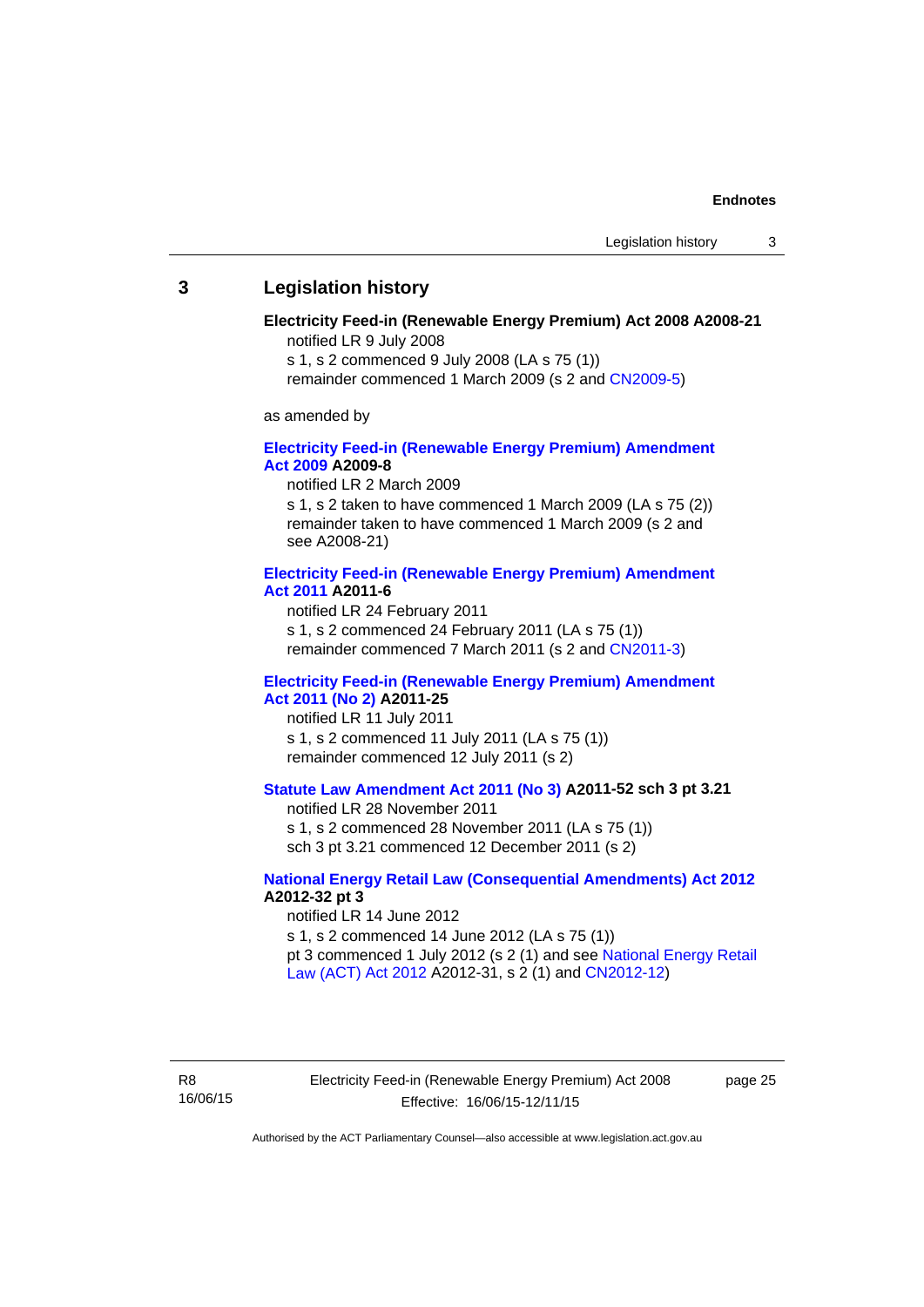## 3 Legislation history

**Electricity Feed-in (Renewable Energy Premium) Act 2008 A2008-21**

notified LR 9 July 2008

s 1, s 2 commenced 9 July 2008 (LA s 75 (1))

remainder commenced 1 March 2009 (s 2 and CN2009-5)

as amended by

**Electricity Feed-in (Renewable Energy Premium) Amendment Act 2009 A2009-8**

notified LR 2 March 2009

s 1, s 2 taken to have commenced 1 March 2009 (LA s 75 (2))

remainder taken to have commenced 1 March 2009 (s 2 and see A2008-21)

**Electricity Feed-in (Renewable Energy Premium) Amendment Act 2011 A2011-6**

notified LR 24 February 2011

s 1, s 2 commenced 24 February 2011 (LA s 75 (1))

remainder commenced 7 March 2011 (s 2 and CN2011-3)

**Electricity Feed-in (Renewable Energy Premium) Amendment Act 2011 (No 2) A2011-25**

notified LR 11 July 2011

s 1, s 2 commenced 11 July 2011 (LA s 75 (1))

remainder commenced 12 July 2011 (s 2)

**Statute Law Amendment Act 2011 (No 3) A2011-52 sch 3 pt 3.21**

notified LR 28 November 2011

s 1, s 2 commenced 28 November 2011 (LA s 75 (1))

sch 3 pt 3.21 commenced 12 December 2011 (s 2)

**National Energy Retail Law (Consequential Amendments) Act 2012 A2012-32 pt 3**

notified LR 14 June 2012

s 1, s 2 commenced 14 June 2012 (LA s 75 (1))

pt 3 commenced 1 July 2012 (s 2 (1) and see National Energy Retail Law (ACT) Act 2012 A2012-31, s 2 (1) and CN2012-12)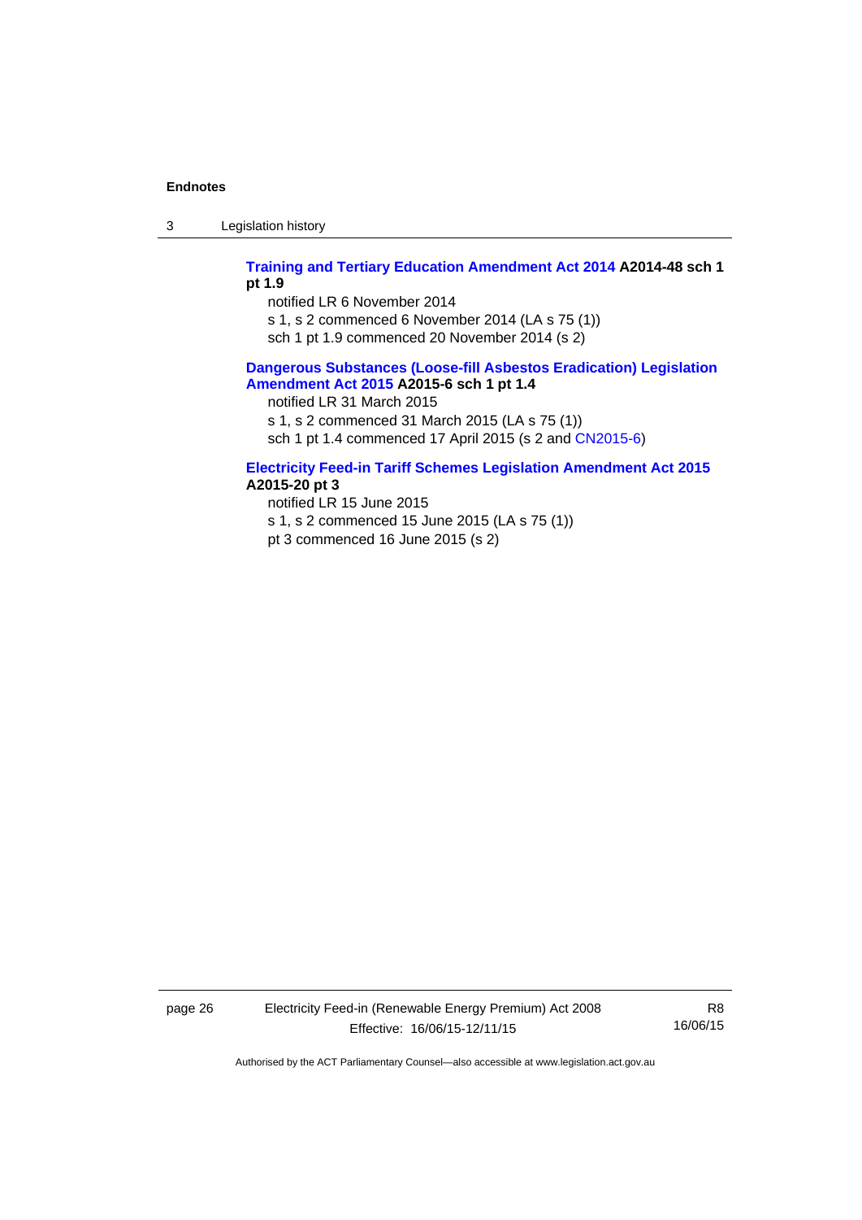**Training and Tertiary Education Amendment Act 2014 A2014-48 sch 1 pt 1.9**

notified LR 6 November 2014

s 1, s 2 commenced 6 November 2014 (LA s 75 (1))

sch 1 pt 1.9 commenced 20 November 2014 (s 2)

**Dangerous Substances (Loose-fill Asbestos Eradication) Legislation Amendment Act 2015 A2015-6 sch 1 pt 1.4**

notified LR 31 March 2015

s 1, s 2 commenced 31 March 2015 (LA s 75 (1))

sch 1 pt 1.4 commenced 17 April 2015 (s 2 and CN2015-6)

**Electricity Feed-in Tariff Schemes Legislation Amendment Act 2015 A2015-20 pt 3**

notified LR 15 June 2015

s 1, s 2 commenced 15 June 2015 (LA s 75 (1))

pt 3 commenced 16 June 2015 (s 2)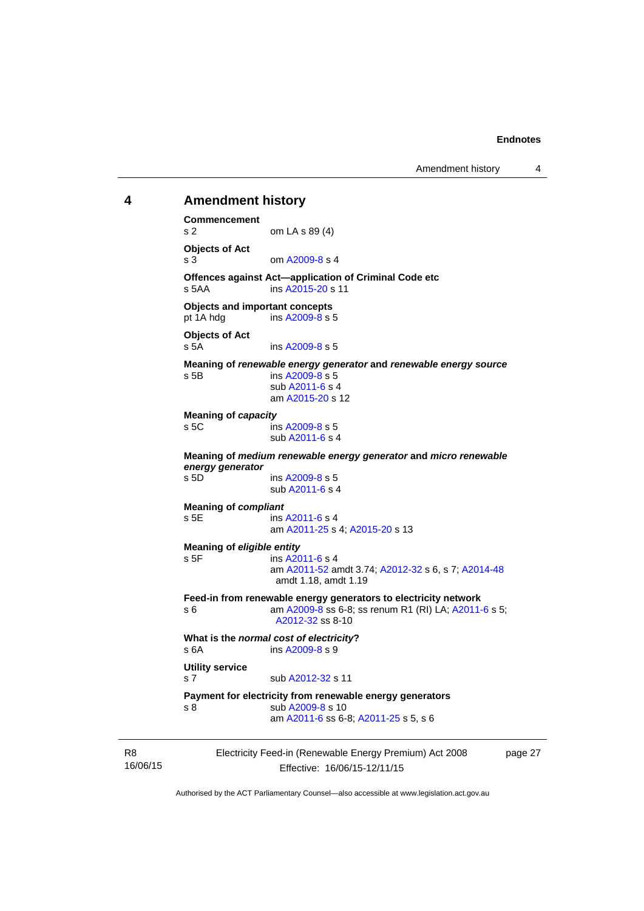## 4 Amendment history

**Commencement**
s 2 om LA s 89 (4)

**Objects of Act**
s 3 om A2009-8 s 4

**Offences against Act—application of Criminal Code etc**
s 5AA ins A2015-20 s 11

**Objects and important concepts**
pt 1A hdg ins A2009-8 s 5

**Objects of Act**
s 5A ins A2009-8 s 5

**Meaning of *renewable energy generator* and *renewable energy source***
s 5B ins A2009-8 s 5
sub A2011-6 s 4
am A2015-20 s 12

**Meaning of *capacity***
s 5C ins A2009-8 s 5
sub A2011-6 s 4

**Meaning of *medium renewable energy generator* and *micro renewable energy generator***
s 5D ins A2009-8 s 5
sub A2011-6 s 4

**Meaning of *compliant***
s 5E ins A2011-6 s 4
am A2011-25 s 4; A2015-20 s 13

**Meaning of *eligible entity***
s 5F ins A2011-6 s 4
am A2011-52 amdt 3.74; A2012-32 s 6, s 7; A2014-48 amdt 1.18, amdt 1.19

**Feed-in from renewable energy generators to electricity network**
s 6 am A2009-8 ss 6-8; ss renum R1 (RI) LA; A2011-6 s 5; A2012-32 ss 8-10

**What is the *normal cost of electricity*?**
s 6A ins A2009-8 s 9

**Utility service**
s 7 sub A2012-32 s 11

**Payment for electricity from renewable energy generators**
s 8 sub A2009-8 s 10
am A2011-6 ss 6-8; A2011-25 s 5, s 6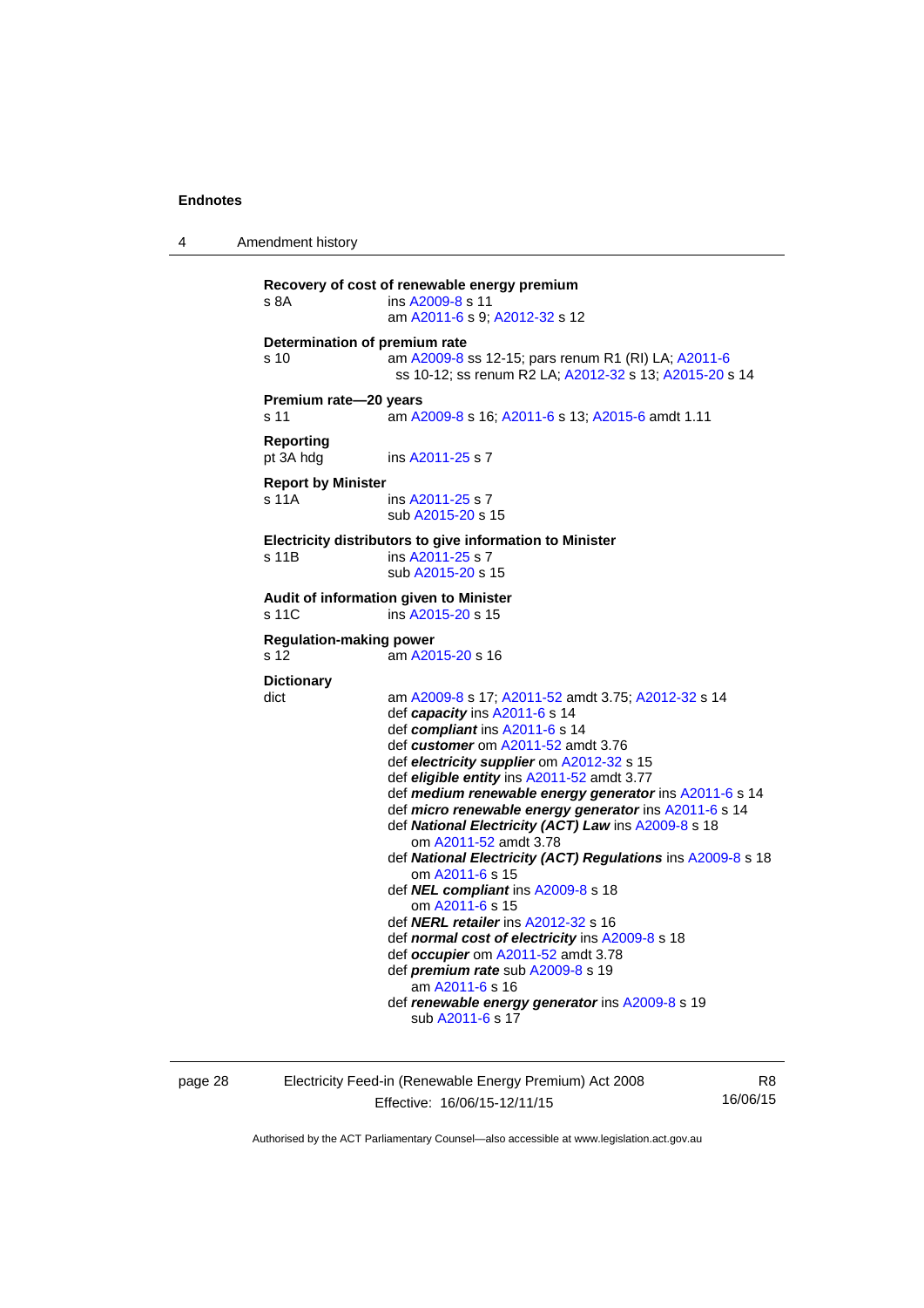**Recovery of cost of renewable energy premium**
s 8A ins A2009-8 s 11
am A2011-6 s 9; A2012-32 s 12

**Determination of premium rate**
s 10 am A2009-8 ss 12-15; pars renum R1 (RI) LA; A2011-6 ss 10-12; ss renum R2 LA; A2012-32 s 13; A2015-20 s 14

**Premium rate—20 years**
s 11 am A2009-8 s 16; A2011-6 s 13; A2015-6 amdt 1.11

**Reporting**
pt 3A hdg ins A2011-25 s 7

**Report by Minister**
s 11A ins A2011-25 s 7
sub A2015-20 s 15

**Electricity distributors to give information to Minister**
s 11B ins A2011-25 s 7
sub A2015-20 s 15

**Audit of information given to Minister**
s 11C ins A2015-20 s 15

**Regulation-making power**
s 12 am A2015-20 s 16

**Dictionary**
dict am A2009-8 s 17; A2011-52 amdt 3.75; A2012-32 s 14
def ***capacity*** ins A2011-6 s 14
def ***compliant*** ins A2011-6 s 14
def ***customer*** om A2011-52 amdt 3.76
def ***electricity supplier*** om A2012-32 s 15
def ***eligible entity*** ins A2011-52 amdt 3.77
def ***medium renewable energy generator*** ins A2011-6 s 14
def ***micro renewable energy generator*** ins A2011-6 s 14
def ***National Electricity (ACT) Law*** ins A2009-8 s 18
om A2011-52 amdt 3.78
def ***National Electricity (ACT) Regulations*** ins A2009-8 s 18
om A2011-6 s 15
def ***NEL compliant*** ins A2009-8 s 18
om A2011-6 s 15
def ***NERL retailer*** ins A2012-32 s 16
def ***normal cost of electricity*** ins A2009-8 s 18
def ***occupier*** om A2011-52 amdt 3.78
def ***premium rate*** sub A2009-8 s 19
am A2011-6 s 16
def ***renewable energy generator*** ins A2009-8 s 19
sub A2011-6 s 17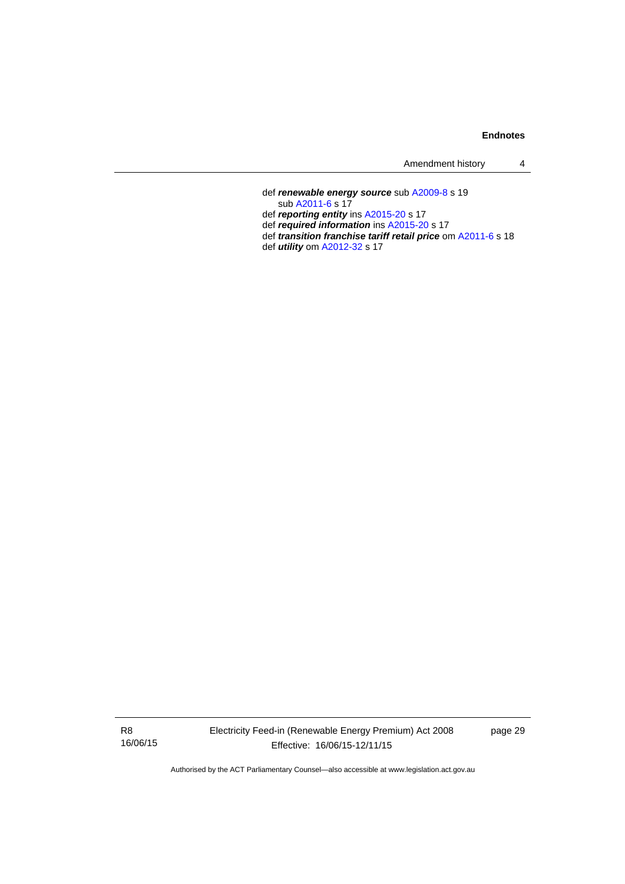def ***renewable energy source*** sub A2009-8 s 19
   sub A2011-6 s 17
def ***reporting entity*** ins A2015-20 s 17
def ***required information*** ins A2015-20 s 17
def ***transition franchise tariff retail price*** om A2011-6 s 18
def ***utility*** om A2012-32 s 17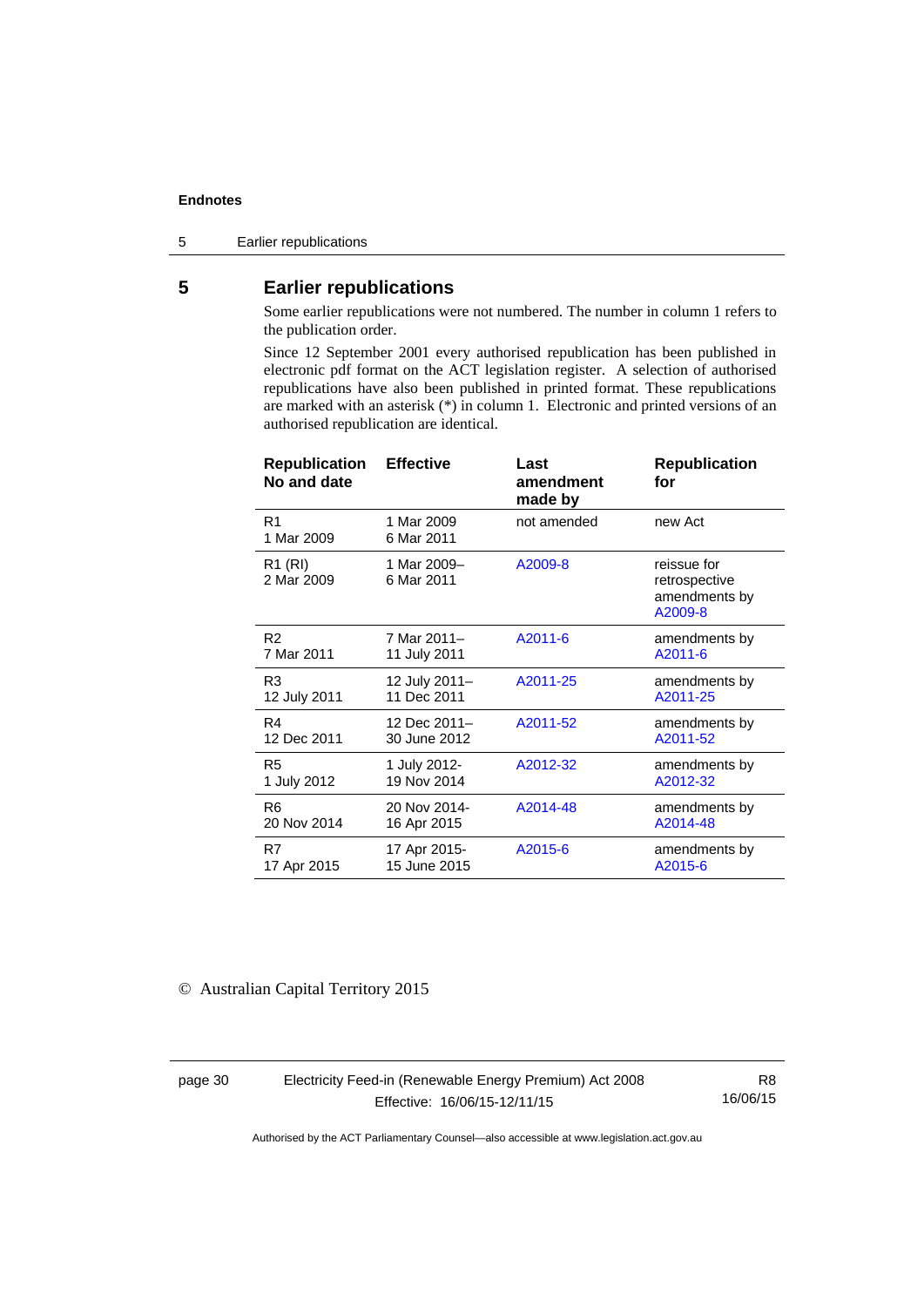## 5 Earlier republications

Some earlier republications were not numbered. The number in column 1 refers to the publication order.

Since 12 September 2001 every authorised republication has been published in electronic pdf format on the ACT legislation register. A selection of authorised republications have also been published in printed format. These republications are marked with an asterisk (*) in column 1. Electronic and printed versions of an authorised republication are identical.

| Republication No and date | Effective | Last amendment made by | Republication for |
|---|---|---|---|
| R1<br>1 Mar 2009 | 1 Mar 2009<br>6 Mar 2011 | not amended | new Act |
| R1 (RI)<br>2 Mar 2009 | 1 Mar 2009–<br>6 Mar 2011 | A2009-8 | reissue for retrospective amendments by A2009-8 |
| R2<br>7 Mar 2011 | 7 Mar 2011–<br>11 July 2011 | A2011-6 | amendments by A2011-6 |
| R3<br>12 July 2011 | 12 July 2011–<br>11 Dec 2011 | A2011-25 | amendments by A2011-25 |
| R4<br>12 Dec 2011 | 12 Dec 2011–<br>30 June 2012 | A2011-52 | amendments by A2011-52 |
| R5<br>1 July 2012 | 1 July 2012-<br>19 Nov 2014 | A2012-32 | amendments by A2012-32 |
| R6<br>20 Nov 2014 | 20 Nov 2014-<br>16 Apr 2015 | A2014-48 | amendments by A2014-48 |
| R7<br>17 Apr 2015 | 17 Apr 2015-<br>15 June 2015 | A2015-6 | amendments by A2015-6 |

© Australian Capital Territory 2015